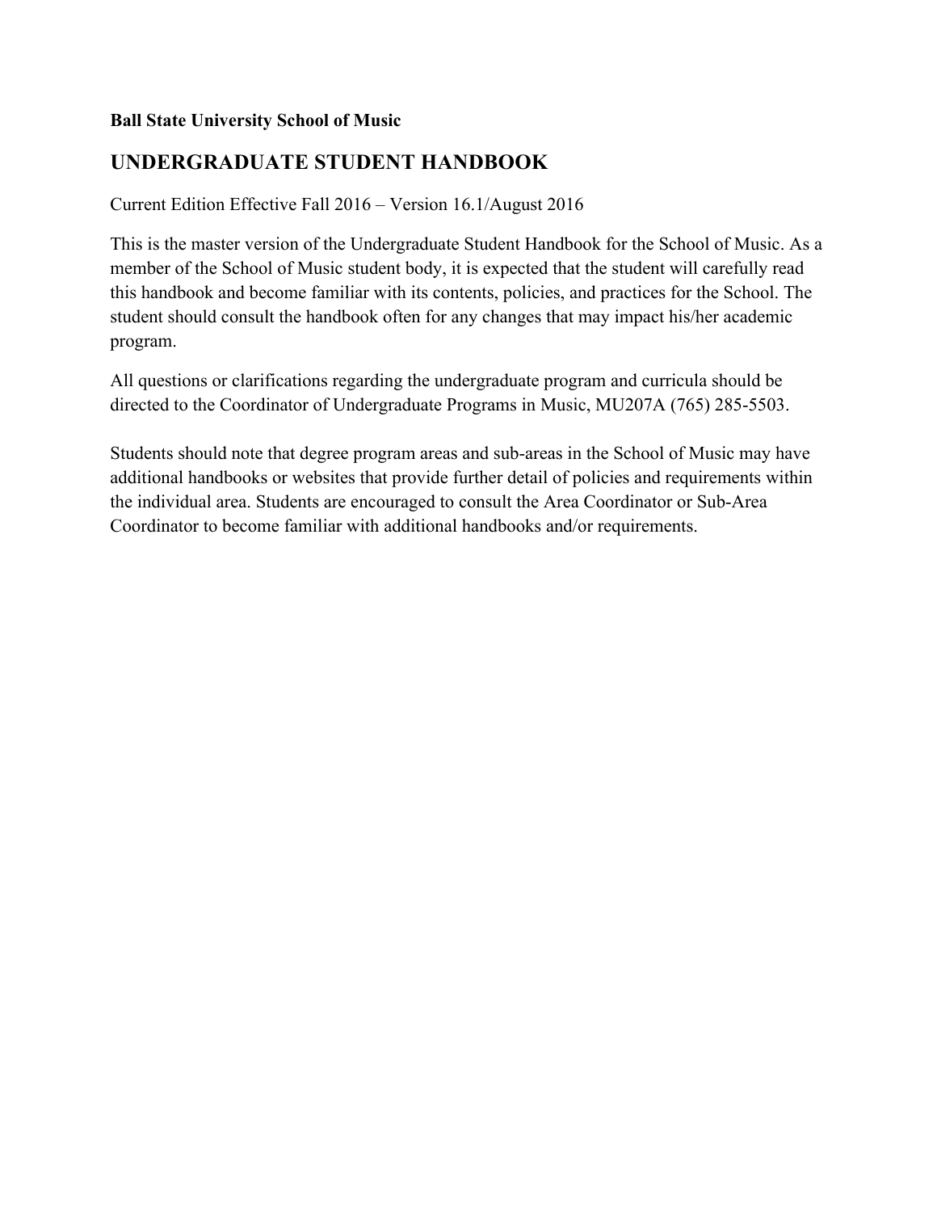**Ball State University School of Music**

# UNDERGRADUATE STUDENT HANDBOOK

Current Edition Effective Fall 2016 – Version 16.1/August 2016

This is the master version of the Undergraduate Student Handbook for the School of Music. As a member of the School of Music student body, it is expected that the student will carefully read this handbook and become familiar with its contents, policies, and practices for the School. The student should consult the handbook often for any changes that may impact his/her academic program.

All questions or clarifications regarding the undergraduate program and curricula should be directed to the Coordinator of Undergraduate Programs in Music, MU207A (765) 285-5503.

Students should note that degree program areas and sub-areas in the School of Music may have additional handbooks or websites that provide further detail of policies and requirements within the individual area. Students are encouraged to consult the Area Coordinator or Sub-Area Coordinator to become familiar with additional handbooks and/or requirements.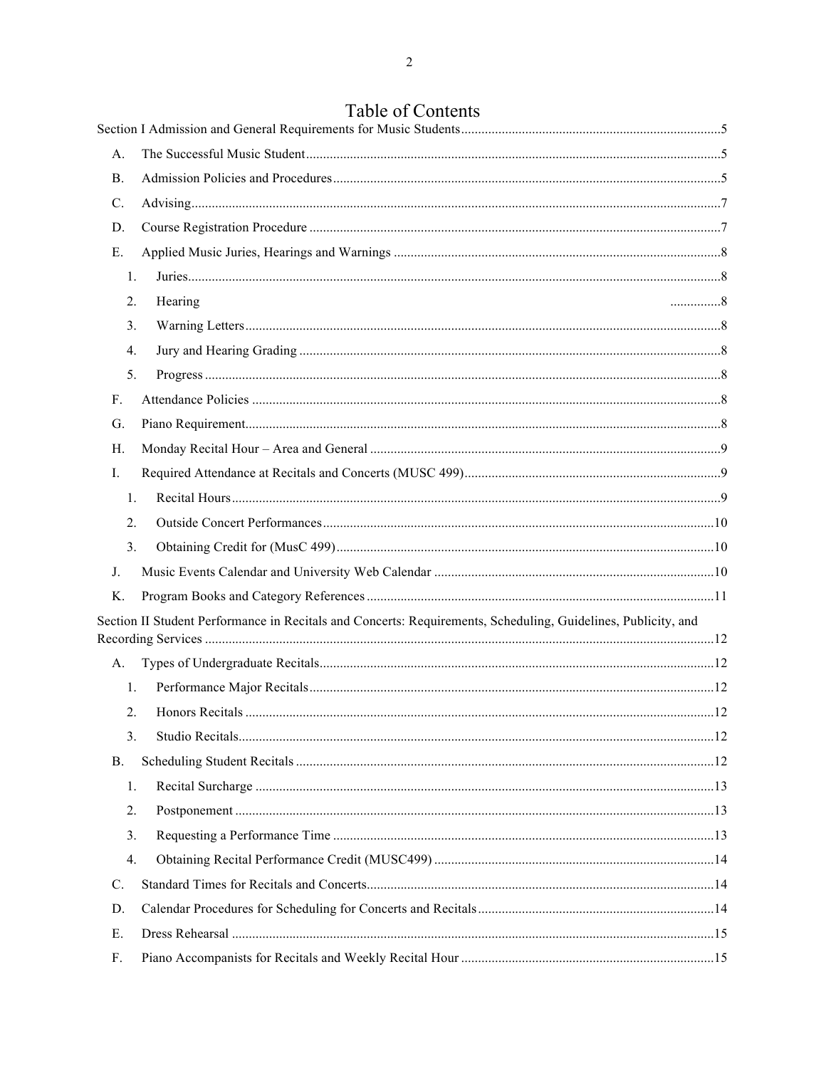# Table of Contents

Section I Admission and General Requirements for Music Students ....................................................................... 5

- A. The Successful Music Student ....................................................................................................................... 5
- B. Admission Policies and Procedures ................................................................................................................ 5
- C. Advising ........................................................................................................................................................ 7
- D. Course Registration Procedure ...................................................................................................................... 7
- E. Applied Music Juries, Hearings and Warnings ............................................................................................... 8
  1. Juries ......................................................................................................................................................... 8
  2. Hearing ............... 8
  3. Warning Letters .......................................................................................................................................... 8
  4. Jury and Hearing Grading .......................................................................................................................... 8
  5. Progress ..................................................................................................................................................... 8
- F. Attendance Policies ........................................................................................................................................ 8
- G. Piano Requirement ......................................................................................................................................... 8
- H. Monday Recital Hour – Area and General ..................................................................................................... 9
- I. Required Attendance at Recitals and Concerts (MUSC 499) ........................................................................... 9
  1. Recital Hours .............................................................................................................................................. 9
  2. Outside Concert Performances .................................................................................................................. 10
  3. Obtaining Credit for (MusC 499) ............................................................................................................... 10
- J. Music Events Calendar and University Web Calendar ................................................................................... 10
- K. Program Books and Category References ..................................................................................................... 11

Section II Student Performance in Recitals and Concerts: Requirements, Scheduling, Guidelines, Publicity, and Recording Services ..................................................................................................................................... 12

- A. Types of Undergraduate Recitals .................................................................................................................. 12
  1. Performance Major Recitals ...................................................................................................................... 12
  2. Honors Recitals ......................................................................................................................................... 12
  3. Studio Recitals ........................................................................................................................................... 12
- B. Scheduling Student Recitals ......................................................................................................................... 12
  1. Recital Surcharge ...................................................................................................................................... 13
  2. Postponement ............................................................................................................................................ 13
  3. Requesting a Performance Time ............................................................................................................... 13
  4. Obtaining Recital Performance Credit (MUSC499) .................................................................................. 14
- C. Standard Times for Recitals and Concerts ..................................................................................................... 14
- D. Calendar Procedures for Scheduling for Concerts and Recitals ..................................................................... 14
- E. Dress Rehearsal ............................................................................................................................................ 15
- F. Piano Accompanists for Recitals and Weekly Recital Hour .......................................................................... 15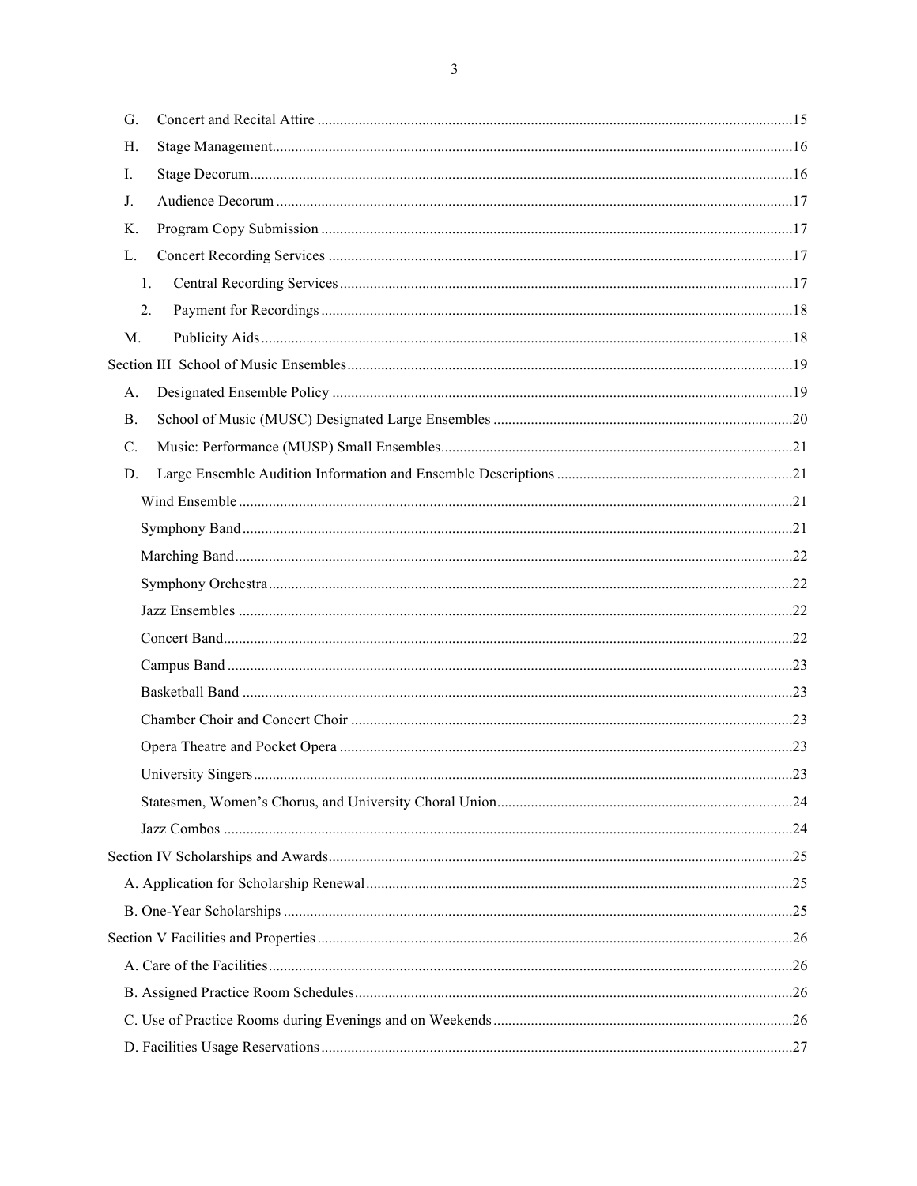G. Concert and Recital Attire ....................................................................................................15

H. Stage Management...............................................................................................................16

I. Stage Decorum.......................................................................................................................16

J. Audience Decorum ...............................................................................................................17

K. Program Copy Submission ...................................................................................................17

L. Concert Recording Services .................................................................................................17

1. Central Recording Services ...............................................................................................17

2. Payment for Recordings ....................................................................................................18

M. Publicity Aids .......................................................................................................................18

Section III School of Music Ensembles ........................................................................................19

A. Designated Ensemble Policy ................................................................................................19

B. School of Music (MUSC) Designated Large Ensembles ......................................................20

C. Music: Performance (MUSP) Small Ensembles...................................................................21

D. Large Ensemble Audition Information and Ensemble Descriptions .....................................21

Wind Ensemble .......................................................................................................................21

Symphony Band ......................................................................................................................21

Marching Band........................................................................................................................22

Symphony Orchestra ...............................................................................................................22

Jazz Ensembles .......................................................................................................................22

Concert Band...........................................................................................................................22

Campus Band ..........................................................................................................................23

Basketball Band ......................................................................................................................23

Chamber Choir and Concert Choir ..........................................................................................23

Opera Theatre and Pocket Opera .............................................................................................23

University Singers ...................................................................................................................23

Statesmen, Women's Chorus, and University Choral Union....................................................24

Jazz Combos ...........................................................................................................................24

Section IV Scholarships and Awards..............................................................................................25

A. Application for Scholarship Renewal ......................................................................................25

B. One-Year Scholarships ...........................................................................................................25

Section V Facilities and Properties ................................................................................................26

A. Care of the Facilities...............................................................................................................26

B. Assigned Practice Room Schedules........................................................................................26

C. Use of Practice Rooms during Evenings and on Weekends ....................................................26

D. Facilities Usage Reservations .................................................................................................27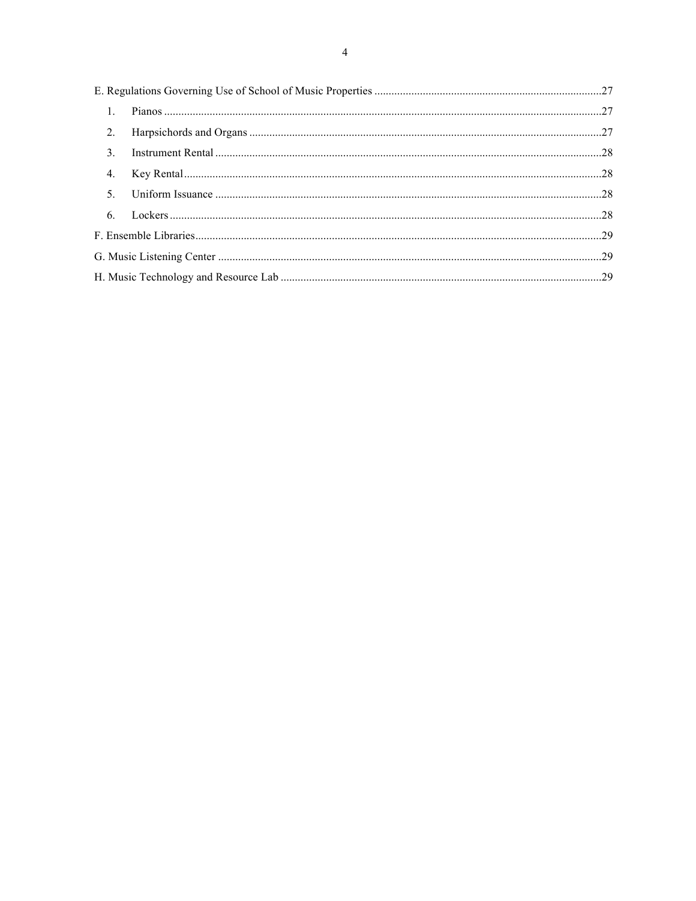E. Regulations Governing Use of School of Music Properties ....................27

1. Pianos ....................27
2. Harpsichords and Organs ....................27
3. Instrument Rental ....................28
4. Key Rental ....................28
5. Uniform Issuance ....................28
6. Lockers ....................28

F. Ensemble Libraries ....................29

G. Music Listening Center ....................29

H. Music Technology and Resource Lab ....................29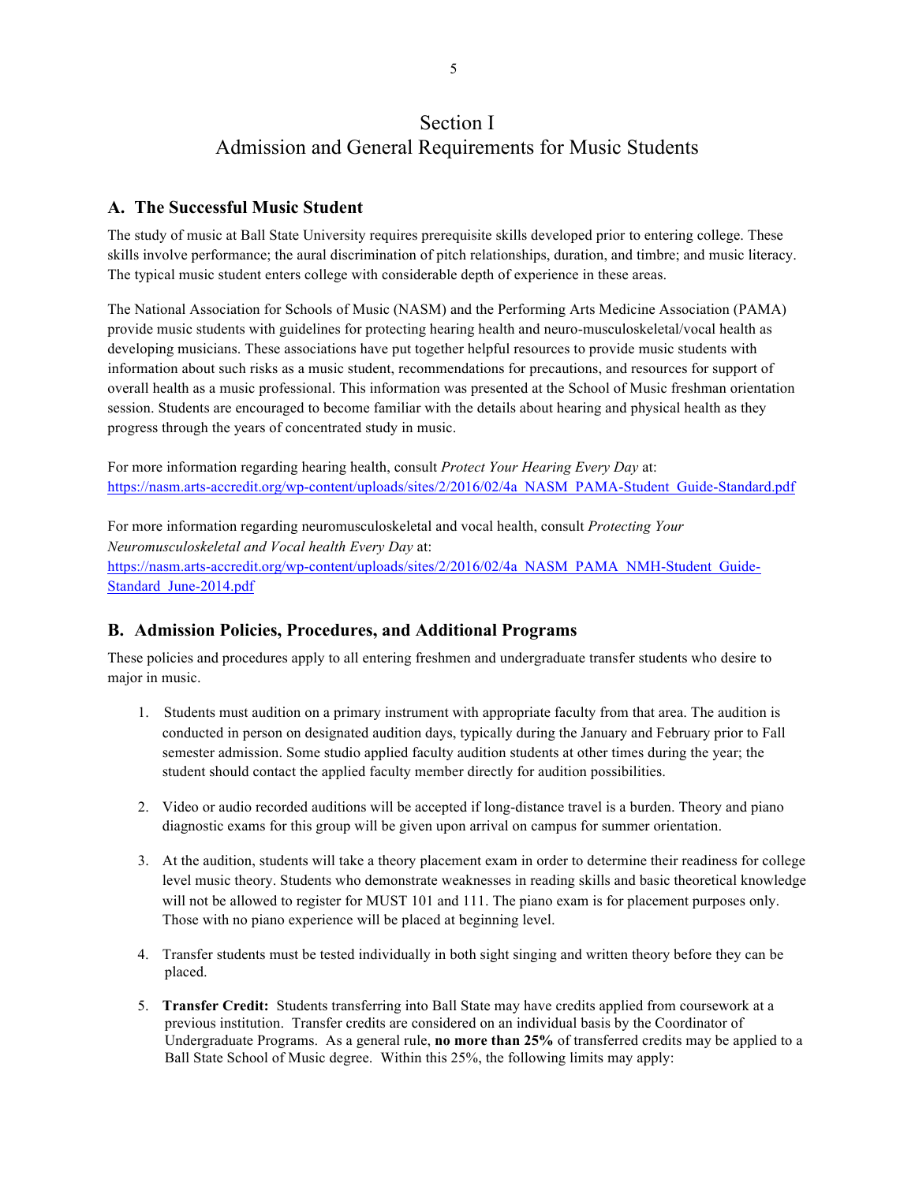# Section I
# Admission and General Requirements for Music Students

## A. The Successful Music Student

The study of music at Ball State University requires prerequisite skills developed prior to entering college. These skills involve performance; the aural discrimination of pitch relationships, duration, and timbre; and music literacy. The typical music student enters college with considerable depth of experience in these areas.

The National Association for Schools of Music (NASM) and the Performing Arts Medicine Association (PAMA) provide music students with guidelines for protecting hearing health and neuro-musculoskeletal/vocal health as developing musicians. These associations have put together helpful resources to provide music students with information about such risks as a music student, recommendations for precautions, and resources for support of overall health as a music professional. This information was presented at the School of Music freshman orientation session. Students are encouraged to become familiar with the details about hearing and physical health as they progress through the years of concentrated study in music.

For more information regarding hearing health, consult *Protect Your Hearing Every Day* at: https://nasm.arts-accredit.org/wp-content/uploads/sites/2/2016/02/4a_NASM_PAMA-Student_Guide-Standard.pdf

For more information regarding neuromusculoskeletal and vocal health, consult *Protecting Your Neuromusculoskeletal and Vocal health Every Day* at: https://nasm.arts-accredit.org/wp-content/uploads/sites/2/2016/02/4a_NASM_PAMA_NMH-Student_Guide-Standard_June-2014.pdf

## B. Admission Policies, Procedures, and Additional Programs

These policies and procedures apply to all entering freshmen and undergraduate transfer students who desire to major in music.

1. Students must audition on a primary instrument with appropriate faculty from that area. The audition is conducted in person on designated audition days, typically during the January and February prior to Fall semester admission. Some studio applied faculty audition students at other times during the year; the student should contact the applied faculty member directly for audition possibilities.

2. Video or audio recorded auditions will be accepted if long-distance travel is a burden. Theory and piano diagnostic exams for this group will be given upon arrival on campus for summer orientation.

3. At the audition, students will take a theory placement exam in order to determine their readiness for college level music theory. Students who demonstrate weaknesses in reading skills and basic theoretical knowledge will not be allowed to register for MUST 101 and 111. The piano exam is for placement purposes only. Those with no piano experience will be placed at beginning level.

4. Transfer students must be tested individually in both sight singing and written theory before they can be placed.

5. **Transfer Credit:** Students transferring into Ball State may have credits applied from coursework at a previous institution. Transfer credits are considered on an individual basis by the Coordinator of Undergraduate Programs. As a general rule, **no more than 25%** of transferred credits may be applied to a Ball State School of Music degree. Within this 25%, the following limits may apply: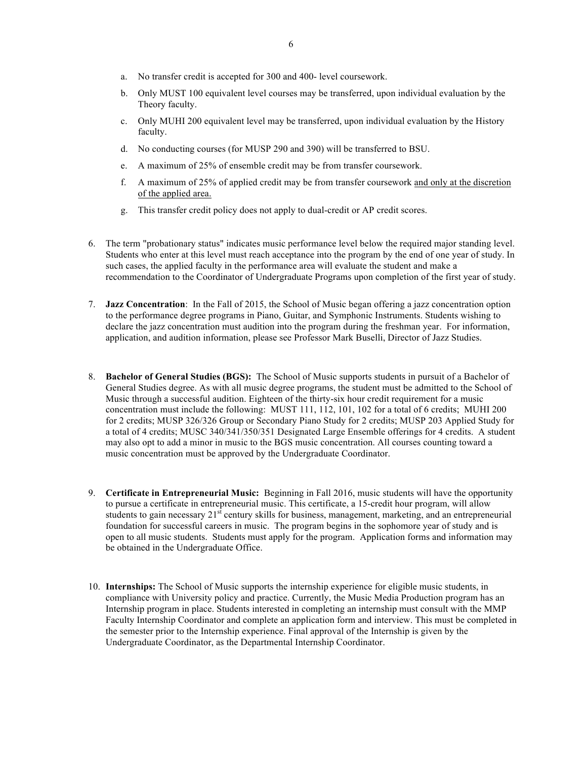a. No transfer credit is accepted for 300 and 400- level coursework.

b. Only MUST 100 equivalent level courses may be transferred, upon individual evaluation by the Theory faculty.

c. Only MUHI 200 equivalent level may be transferred, upon individual evaluation by the History faculty.

d. No conducting courses (for MUSP 290 and 390) will be transferred to BSU.

e. A maximum of 25% of ensemble credit may be from transfer coursework.

f. A maximum of 25% of applied credit may be from transfer coursework <u>and only at the discretion of the applied area.</u>

g. This transfer credit policy does not apply to dual-credit or AP credit scores.

6. The term "probationary status" indicates music performance level below the required major standing level. Students who enter at this level must reach acceptance into the program by the end of one year of study. In such cases, the applied faculty in the performance area will evaluate the student and make a recommendation to the Coordinator of Undergraduate Programs upon completion of the first year of study.

7. **Jazz Concentration**: In the Fall of 2015, the School of Music began offering a jazz concentration option to the performance degree programs in Piano, Guitar, and Symphonic Instruments. Students wishing to declare the jazz concentration must audition into the program during the freshman year. For information, application, and audition information, please see Professor Mark Buselli, Director of Jazz Studies.

8. **Bachelor of General Studies (BGS):** The School of Music supports students in pursuit of a Bachelor of General Studies degree. As with all music degree programs, the student must be admitted to the School of Music through a successful audition. Eighteen of the thirty-six hour credit requirement for a music concentration must include the following: MUST 111, 112, 101, 102 for a total of 6 credits; MUHI 200 for 2 credits; MUSP 326/326 Group or Secondary Piano Study for 2 credits; MUSP 203 Applied Study for a total of 4 credits; MUSC 340/341/350/351 Designated Large Ensemble offerings for 4 credits. A student may also opt to add a minor in music to the BGS music concentration. All courses counting toward a music concentration must be approved by the Undergraduate Coordinator.

9. **Certificate in Entrepreneurial Music:** Beginning in Fall 2016, music students will have the opportunity to pursue a certificate in entrepreneurial music. This certificate, a 15-credit hour program, will allow students to gain necessary 21st century skills for business, management, marketing, and an entrepreneurial foundation for successful careers in music. The program begins in the sophomore year of study and is open to all music students. Students must apply for the program. Application forms and information may be obtained in the Undergraduate Office.

10. **Internships:** The School of Music supports the internship experience for eligible music students, in compliance with University policy and practice. Currently, the Music Media Production program has an Internship program in place. Students interested in completing an internship must consult with the MMP Faculty Internship Coordinator and complete an application form and interview. This must be completed in the semester prior to the Internship experience. Final approval of the Internship is given by the Undergraduate Coordinator, as the Departmental Internship Coordinator.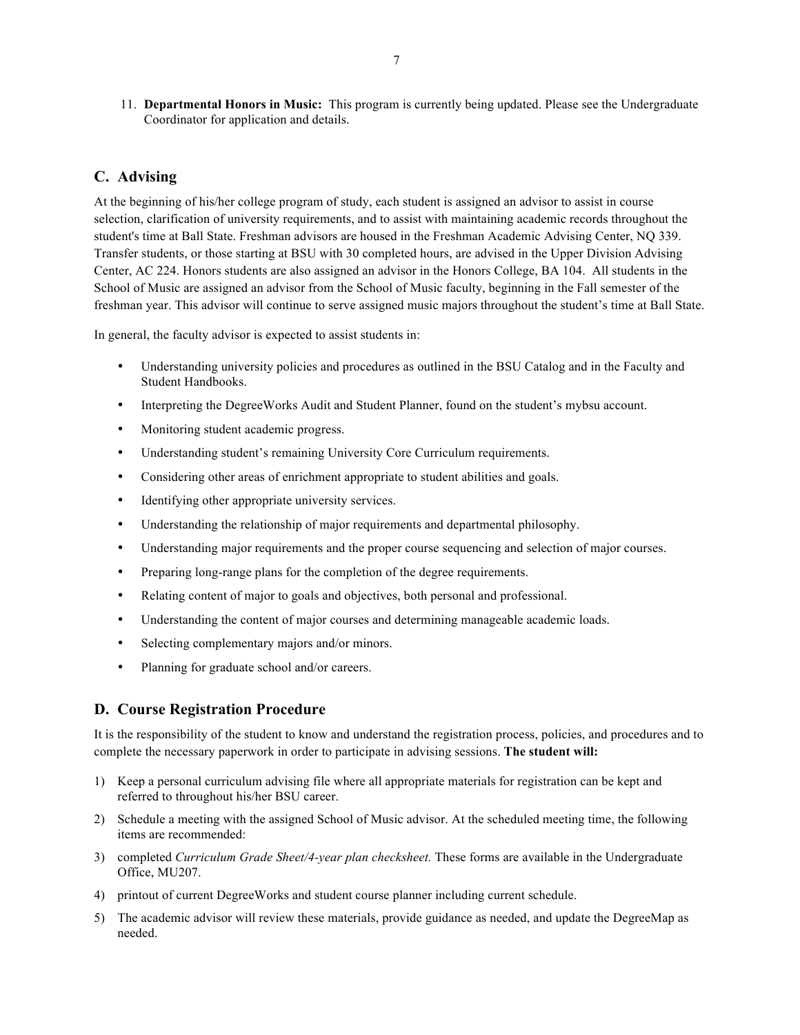11. **Departmental Honors in Music:** This program is currently being updated. Please see the Undergraduate Coordinator for application and details.

## C. Advising

At the beginning of his/her college program of study, each student is assigned an advisor to assist in course selection, clarification of university requirements, and to assist with maintaining academic records throughout the student's time at Ball State. Freshman advisors are housed in the Freshman Academic Advising Center, NQ 339. Transfer students, or those starting at BSU with 30 completed hours, are advised in the Upper Division Advising Center, AC 224. Honors students are also assigned an advisor in the Honors College, BA 104. All students in the School of Music are assigned an advisor from the School of Music faculty, beginning in the Fall semester of the freshman year. This advisor will continue to serve assigned music majors throughout the student's time at Ball State.

In general, the faculty advisor is expected to assist students in:

- Understanding university policies and procedures as outlined in the BSU Catalog and in the Faculty and Student Handbooks.
- Interpreting the DegreeWorks Audit and Student Planner, found on the student's mybsu account.
- Monitoring student academic progress.
- Understanding student's remaining University Core Curriculum requirements.
- Considering other areas of enrichment appropriate to student abilities and goals.
- Identifying other appropriate university services.
- Understanding the relationship of major requirements and departmental philosophy.
- Understanding major requirements and the proper course sequencing and selection of major courses.
- Preparing long-range plans for the completion of the degree requirements.
- Relating content of major to goals and objectives, both personal and professional.
- Understanding the content of major courses and determining manageable academic loads.
- Selecting complementary majors and/or minors.
- Planning for graduate school and/or careers.

## D. Course Registration Procedure

It is the responsibility of the student to know and understand the registration process, policies, and procedures and to complete the necessary paperwork in order to participate in advising sessions. **The student will:**

1) Keep a personal curriculum advising file where all appropriate materials for registration can be kept and referred to throughout his/her BSU career.
2) Schedule a meeting with the assigned School of Music advisor. At the scheduled meeting time, the following items are recommended:
3) completed *Curriculum Grade Sheet/4-year plan checksheet.* These forms are available in the Undergraduate Office, MU207.
4) printout of current DegreeWorks and student course planner including current schedule.
5) The academic advisor will review these materials, provide guidance as needed, and update the DegreeMap as needed.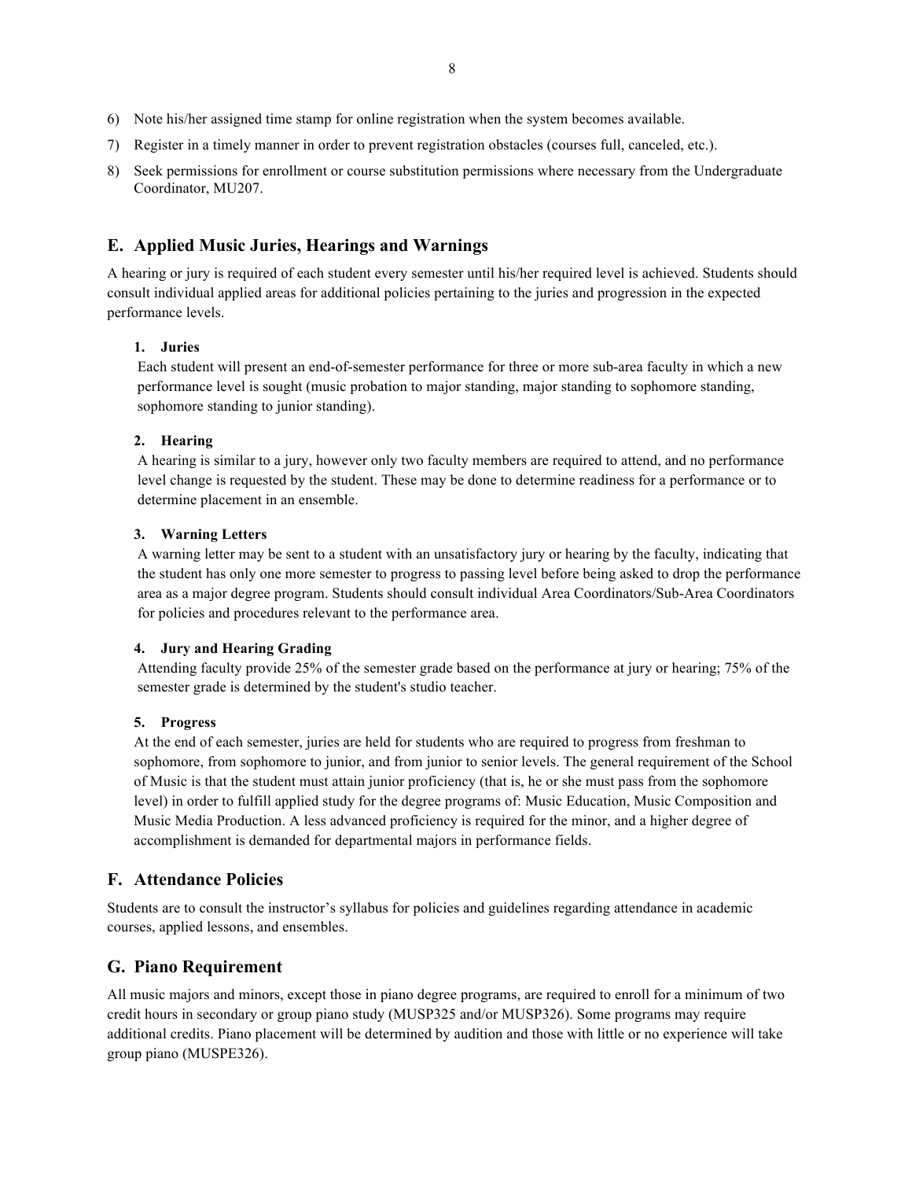6) Note his/her assigned time stamp for online registration when the system becomes available.
7) Register in a timely manner in order to prevent registration obstacles (courses full, canceled, etc.).
8) Seek permissions for enrollment or course substitution permissions where necessary from the Undergraduate Coordinator, MU207.

## E. Applied Music Juries, Hearings and Warnings

A hearing or jury is required of each student every semester until his/her required level is achieved. Students should consult individual applied areas for additional policies pertaining to the juries and progression in the expected performance levels.

### 1. Juries

Each student will present an end-of-semester performance for three or more sub-area faculty in which a new performance level is sought (music probation to major standing, major standing to sophomore standing, sophomore standing to junior standing).

### 2. Hearing

A hearing is similar to a jury, however only two faculty members are required to attend, and no performance level change is requested by the student. These may be done to determine readiness for a performance or to determine placement in an ensemble.

### 3. Warning Letters

A warning letter may be sent to a student with an unsatisfactory jury or hearing by the faculty, indicating that the student has only one more semester to progress to passing level before being asked to drop the performance area as a major degree program. Students should consult individual Area Coordinators/Sub-Area Coordinators for policies and procedures relevant to the performance area.

### 4. Jury and Hearing Grading

Attending faculty provide 25% of the semester grade based on the performance at jury or hearing; 75% of the semester grade is determined by the student's studio teacher.

### 5. Progress

At the end of each semester, juries are held for students who are required to progress from freshman to sophomore, from sophomore to junior, and from junior to senior levels. The general requirement of the School of Music is that the student must attain junior proficiency (that is, he or she must pass from the sophomore level) in order to fulfill applied study for the degree programs of: Music Education, Music Composition and Music Media Production. A less advanced proficiency is required for the minor, and a higher degree of accomplishment is demanded for departmental majors in performance fields.

## F. Attendance Policies

Students are to consult the instructor's syllabus for policies and guidelines regarding attendance in academic courses, applied lessons, and ensembles.

## G. Piano Requirement

All music majors and minors, except those in piano degree programs, are required to enroll for a minimum of two credit hours in secondary or group piano study (MUSP325 and/or MUSP326). Some programs may require additional credits. Piano placement will be determined by audition and those with little or no experience will take group piano (MUSPE326).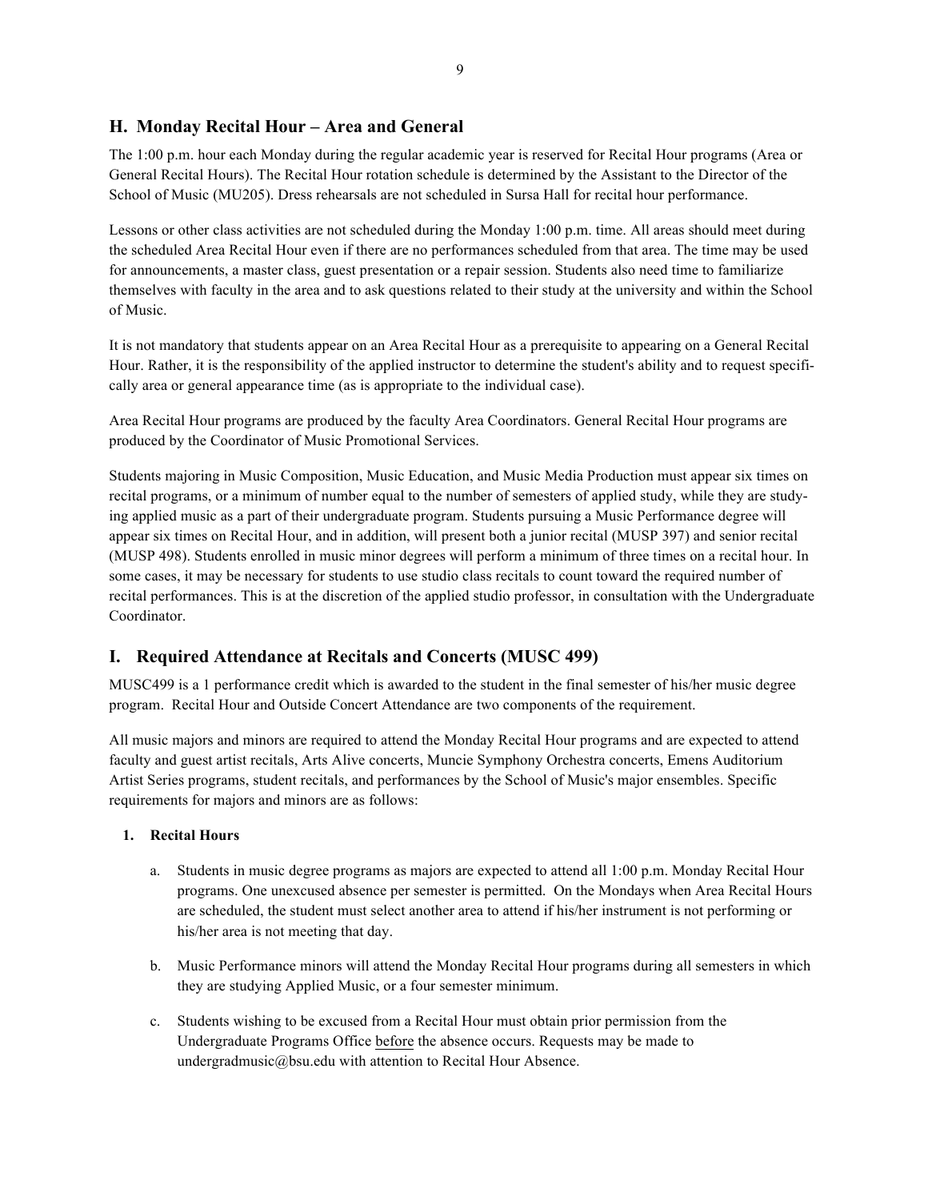## H. Monday Recital Hour – Area and General

The 1:00 p.m. hour each Monday during the regular academic year is reserved for Recital Hour programs (Area or General Recital Hours). The Recital Hour rotation schedule is determined by the Assistant to the Director of the School of Music (MU205). Dress rehearsals are not scheduled in Sursa Hall for recital hour performance.

Lessons or other class activities are not scheduled during the Monday 1:00 p.m. time. All areas should meet during the scheduled Area Recital Hour even if there are no performances scheduled from that area. The time may be used for announcements, a master class, guest presentation or a repair session. Students also need time to familiarize themselves with faculty in the area and to ask questions related to their study at the university and within the School of Music.

It is not mandatory that students appear on an Area Recital Hour as a prerequisite to appearing on a General Recital Hour. Rather, it is the responsibility of the applied instructor to determine the student's ability and to request specifically area or general appearance time (as is appropriate to the individual case).

Area Recital Hour programs are produced by the faculty Area Coordinators. General Recital Hour programs are produced by the Coordinator of Music Promotional Services.

Students majoring in Music Composition, Music Education, and Music Media Production must appear six times on recital programs, or a minimum of number equal to the number of semesters of applied study, while they are studying applied music as a part of their undergraduate program. Students pursuing a Music Performance degree will appear six times on Recital Hour, and in addition, will present both a junior recital (MUSP 397) and senior recital (MUSP 498). Students enrolled in music minor degrees will perform a minimum of three times on a recital hour. In some cases, it may be necessary for students to use studio class recitals to count toward the required number of recital performances. This is at the discretion of the applied studio professor, in consultation with the Undergraduate Coordinator.

## I. Required Attendance at Recitals and Concerts (MUSC 499)

MUSC499 is a 1 performance credit which is awarded to the student in the final semester of his/her music degree program. Recital Hour and Outside Concert Attendance are two components of the requirement.

All music majors and minors are required to attend the Monday Recital Hour programs and are expected to attend faculty and guest artist recitals, Arts Alive concerts, Muncie Symphony Orchestra concerts, Emens Auditorium Artist Series programs, student recitals, and performances by the School of Music's major ensembles. Specific requirements for majors and minors are as follows:

1. **Recital Hours**

    a. Students in music degree programs as majors are expected to attend all 1:00 p.m. Monday Recital Hour programs. One unexcused absence per semester is permitted. On the Mondays when Area Recital Hours are scheduled, the student must select another area to attend if his/her instrument is not performing or his/her area is not meeting that day.

    b. Music Performance minors will attend the Monday Recital Hour programs during all semesters in which they are studying Applied Music, or a four semester minimum.

    c. Students wishing to be excused from a Recital Hour must obtain prior permission from the Undergraduate Programs Office before the absence occurs. Requests may be made to undergradmusic@bsu.edu with attention to Recital Hour Absence.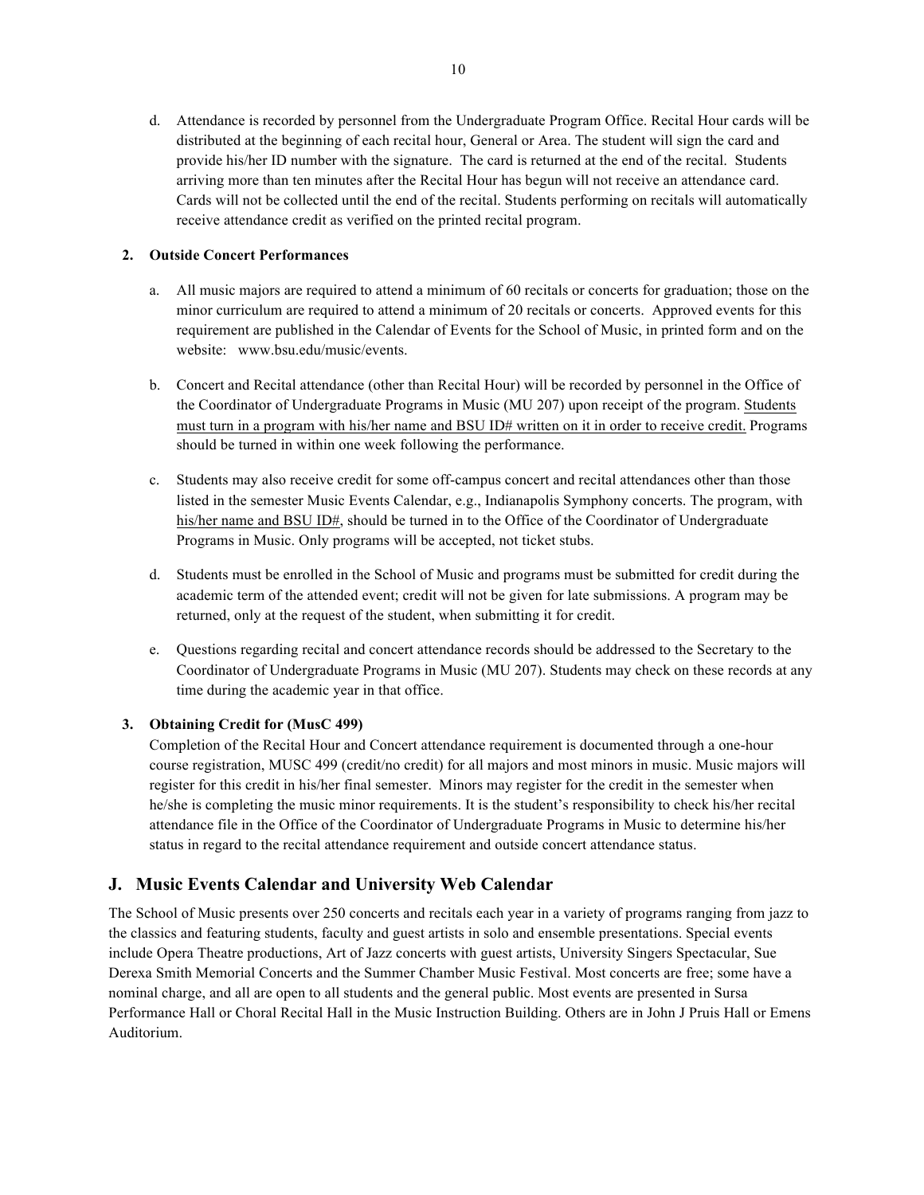d. Attendance is recorded by personnel from the Undergraduate Program Office. Recital Hour cards will be distributed at the beginning of each recital hour, General or Area. The student will sign the card and provide his/her ID number with the signature. The card is returned at the end of the recital. Students arriving more than ten minutes after the Recital Hour has begun will not receive an attendance card. Cards will not be collected until the end of the recital. Students performing on recitals will automatically receive attendance credit as verified on the printed recital program.

**2. Outside Concert Performances**

a. All music majors are required to attend a minimum of 60 recitals or concerts for graduation; those on the minor curriculum are required to attend a minimum of 20 recitals or concerts. Approved events for this requirement are published in the Calendar of Events for the School of Music, in printed form and on the website: www.bsu.edu/music/events.

b. Concert and Recital attendance (other than Recital Hour) will be recorded by personnel in the Office of the Coordinator of Undergraduate Programs in Music (MU 207) upon receipt of the program. <u>Students must turn in a program with his/her name and BSU ID# written on it in order to receive credit.</u> Programs should be turned in within one week following the performance.

c. Students may also receive credit for some off-campus concert and recital attendances other than those listed in the semester Music Events Calendar, e.g., Indianapolis Symphony concerts. The program, with <u>his/her name and BSU ID#</u>, should be turned in to the Office of the Coordinator of Undergraduate Programs in Music. Only programs will be accepted, not ticket stubs.

d. Students must be enrolled in the School of Music and programs must be submitted for credit during the academic term of the attended event; credit will not be given for late submissions. A program may be returned, only at the request of the student, when submitting it for credit.

e. Questions regarding recital and concert attendance records should be addressed to the Secretary to the Coordinator of Undergraduate Programs in Music (MU 207). Students may check on these records at any time during the academic year in that office.

**3. Obtaining Credit for (MusC 499)**

Completion of the Recital Hour and Concert attendance requirement is documented through a one-hour course registration, MUSC 499 (credit/no credit) for all majors and most minors in music. Music majors will register for this credit in his/her final semester. Minors may register for the credit in the semester when he/she is completing the music minor requirements. It is the student's responsibility to check his/her recital attendance file in the Office of the Coordinator of Undergraduate Programs in Music to determine his/her status in regard to the recital attendance requirement and outside concert attendance status.

## J. Music Events Calendar and University Web Calendar

The School of Music presents over 250 concerts and recitals each year in a variety of programs ranging from jazz to the classics and featuring students, faculty and guest artists in solo and ensemble presentations. Special events include Opera Theatre productions, Art of Jazz concerts with guest artists, University Singers Spectacular, Sue Derexa Smith Memorial Concerts and the Summer Chamber Music Festival. Most concerts are free; some have a nominal charge, and all are open to all students and the general public. Most events are presented in Sursa Performance Hall or Choral Recital Hall in the Music Instruction Building. Others are in John J Pruis Hall or Emens Auditorium.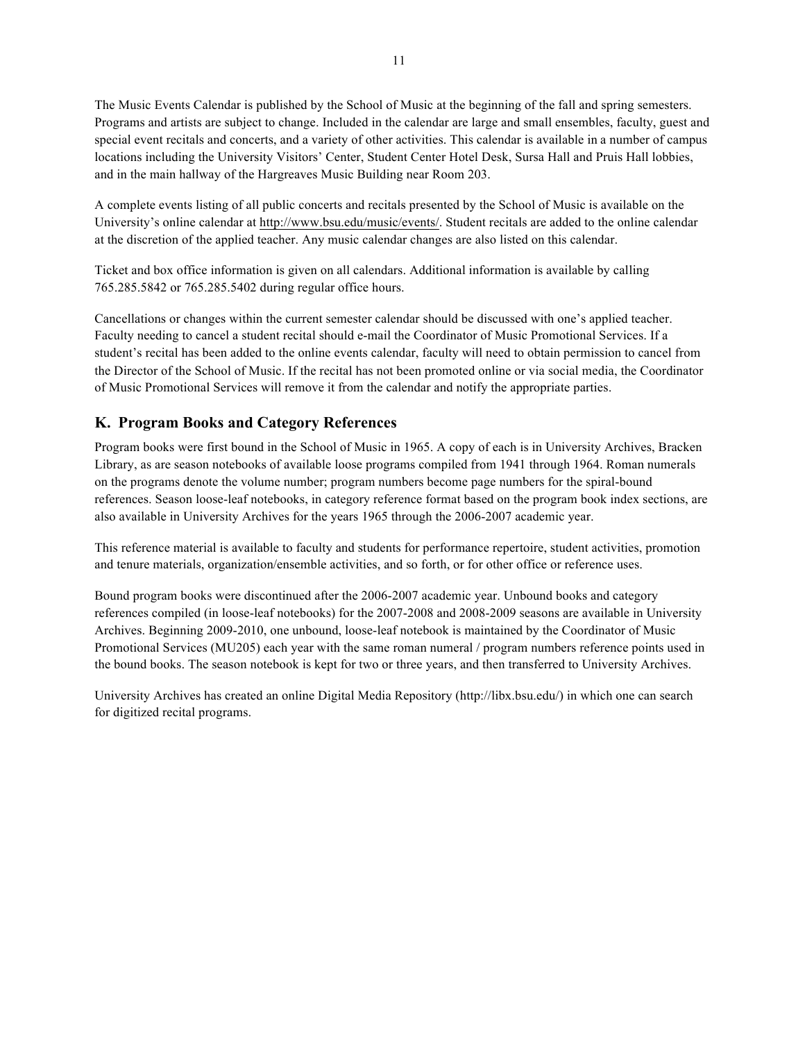The Music Events Calendar is published by the School of Music at the beginning of the fall and spring semesters. Programs and artists are subject to change. Included in the calendar are large and small ensembles, faculty, guest and special event recitals and concerts, and a variety of other activities. This calendar is available in a number of campus locations including the University Visitors' Center, Student Center Hotel Desk, Sursa Hall and Pruis Hall lobbies, and in the main hallway of the Hargreaves Music Building near Room 203.

A complete events listing of all public concerts and recitals presented by the School of Music is available on the University's online calendar at http://www.bsu.edu/music/events/. Student recitals are added to the online calendar at the discretion of the applied teacher. Any music calendar changes are also listed on this calendar.

Ticket and box office information is given on all calendars. Additional information is available by calling 765.285.5842 or 765.285.5402 during regular office hours.

Cancellations or changes within the current semester calendar should be discussed with one's applied teacher. Faculty needing to cancel a student recital should e-mail the Coordinator of Music Promotional Services. If a student's recital has been added to the online events calendar, faculty will need to obtain permission to cancel from the Director of the School of Music. If the recital has not been promoted online or via social media, the Coordinator of Music Promotional Services will remove it from the calendar and notify the appropriate parties.

## K. Program Books and Category References

Program books were first bound in the School of Music in 1965. A copy of each is in University Archives, Bracken Library, as are season notebooks of available loose programs compiled from 1941 through 1964. Roman numerals on the programs denote the volume number; program numbers become page numbers for the spiral-bound references. Season loose-leaf notebooks, in category reference format based on the program book index sections, are also available in University Archives for the years 1965 through the 2006-2007 academic year.

This reference material is available to faculty and students for performance repertoire, student activities, promotion and tenure materials, organization/ensemble activities, and so forth, or for other office or reference uses.

Bound program books were discontinued after the 2006-2007 academic year. Unbound books and category references compiled (in loose-leaf notebooks) for the 2007-2008 and 2008-2009 seasons are available in University Archives. Beginning 2009-2010, one unbound, loose-leaf notebook is maintained by the Coordinator of Music Promotional Services (MU205) each year with the same roman numeral / program numbers reference points used in the bound books. The season notebook is kept for two or three years, and then transferred to University Archives.

University Archives has created an online Digital Media Repository (http://libx.bsu.edu/) in which one can search for digitized recital programs.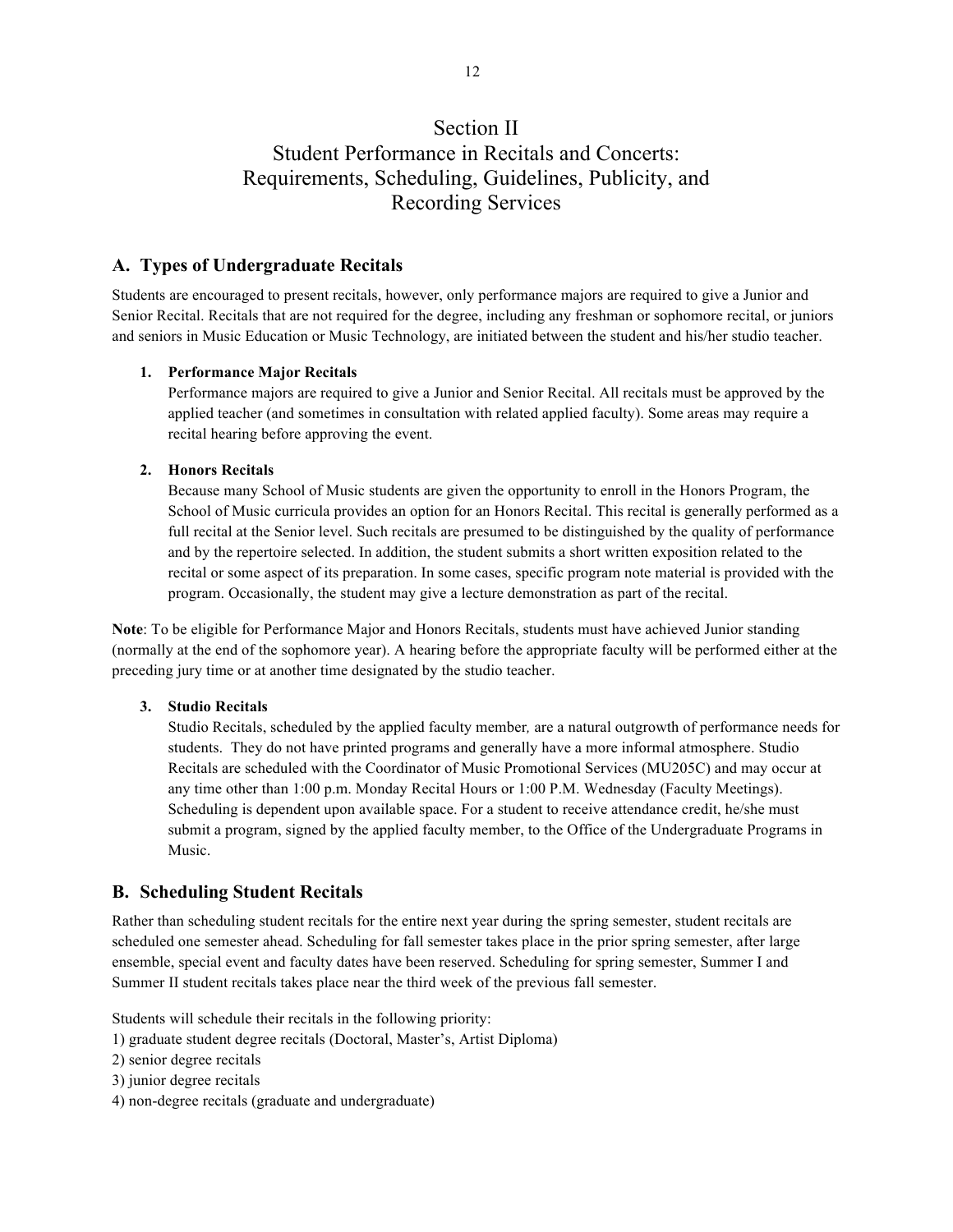# Section II
# Student Performance in Recitals and Concerts: Requirements, Scheduling, Guidelines, Publicity, and Recording Services

## A. Types of Undergraduate Recitals

Students are encouraged to present recitals, however, only performance majors are required to give a Junior and Senior Recital. Recitals that are not required for the degree, including any freshman or sophomore recital, or juniors and seniors in Music Education or Music Technology, are initiated between the student and his/her studio teacher.

1. **Performance Major Recitals**
   Performance majors are required to give a Junior and Senior Recital. All recitals must be approved by the applied teacher (and sometimes in consultation with related applied faculty). Some areas may require a recital hearing before approving the event.

2. **Honors Recitals**
   Because many School of Music students are given the opportunity to enroll in the Honors Program, the School of Music curricula provides an option for an Honors Recital. This recital is generally performed as a full recital at the Senior level. Such recitals are presumed to be distinguished by the quality of performance and by the repertoire selected. In addition, the student submits a short written exposition related to the recital or some aspect of its preparation. In some cases, specific program note material is provided with the program. Occasionally, the student may give a lecture demonstration as part of the recital.

**Note**: To be eligible for Performance Major and Honors Recitals, students must have achieved Junior standing (normally at the end of the sophomore year). A hearing before the appropriate faculty will be performed either at the preceding jury time or at another time designated by the studio teacher.

3. **Studio Recitals**
   Studio Recitals, scheduled by the applied faculty member, are a natural outgrowth of performance needs for students. They do not have printed programs and generally have a more informal atmosphere. Studio Recitals are scheduled with the Coordinator of Music Promotional Services (MU205C) and may occur at any time other than 1:00 p.m. Monday Recital Hours or 1:00 P.M. Wednesday (Faculty Meetings). Scheduling is dependent upon available space. For a student to receive attendance credit, he/she must submit a program, signed by the applied faculty member, to the Office of the Undergraduate Programs in Music.

## B. Scheduling Student Recitals

Rather than scheduling student recitals for the entire next year during the spring semester, student recitals are scheduled one semester ahead. Scheduling for fall semester takes place in the prior spring semester, after large ensemble, special event and faculty dates have been reserved. Scheduling for spring semester, Summer I and Summer II student recitals takes place near the third week of the previous fall semester.

Students will schedule their recitals in the following priority:
1) graduate student degree recitals (Doctoral, Master's, Artist Diploma)
2) senior degree recitals
3) junior degree recitals
4) non-degree recitals (graduate and undergraduate)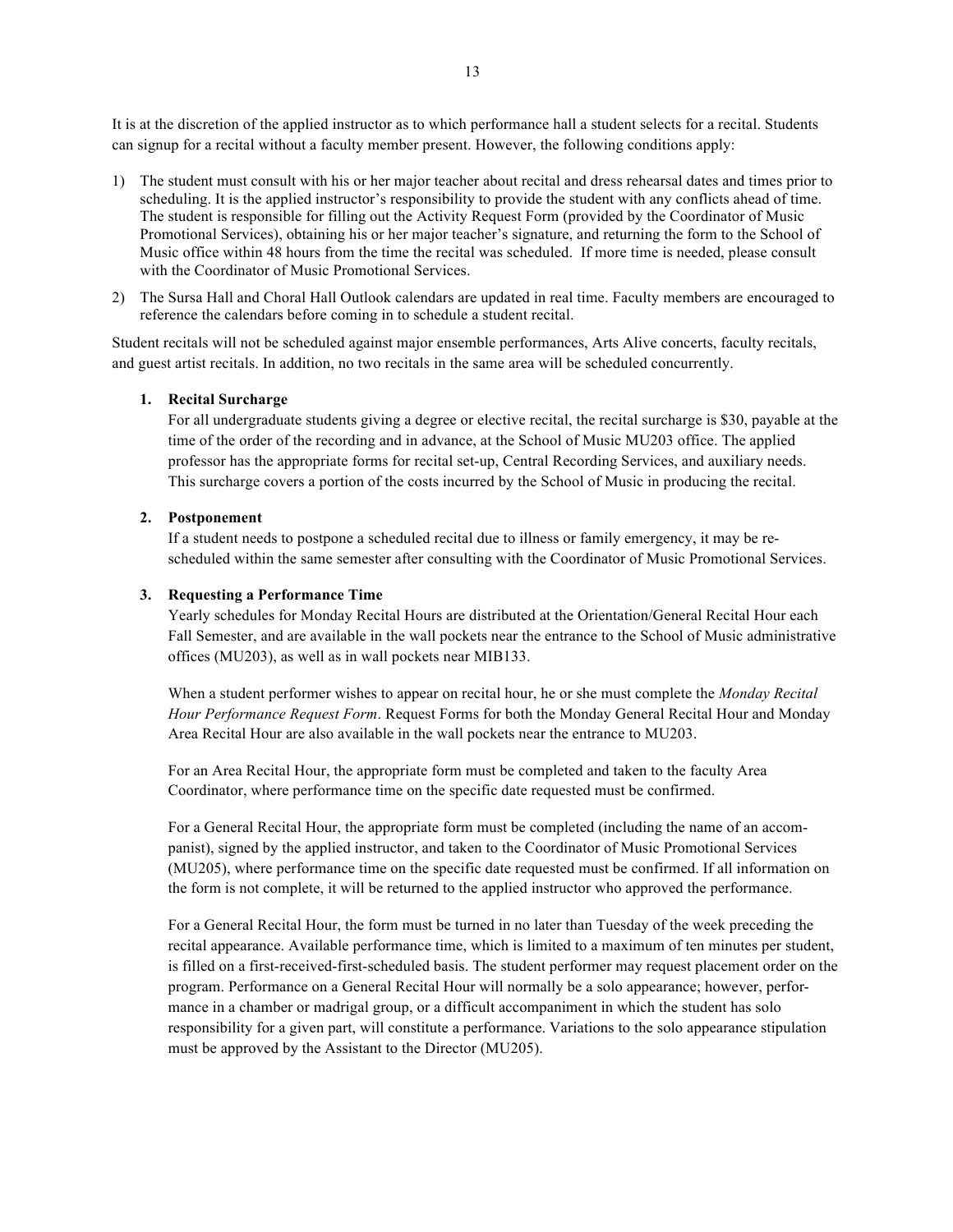It is at the discretion of the applied instructor as to which performance hall a student selects for a recital. Students can signup for a recital without a faculty member present. However, the following conditions apply:

1) The student must consult with his or her major teacher about recital and dress rehearsal dates and times prior to scheduling. It is the applied instructor's responsibility to provide the student with any conflicts ahead of time. The student is responsible for filling out the Activity Request Form (provided by the Coordinator of Music Promotional Services), obtaining his or her major teacher's signature, and returning the form to the School of Music office within 48 hours from the time the recital was scheduled. If more time is needed, please consult with the Coordinator of Music Promotional Services.
2) The Sursa Hall and Choral Hall Outlook calendars are updated in real time. Faculty members are encouraged to reference the calendars before coming in to schedule a student recital.

Student recitals will not be scheduled against major ensemble performances, Arts Alive concerts, faculty recitals, and guest artist recitals. In addition, no two recitals in the same area will be scheduled concurrently.

**1. Recital Surcharge**

For all undergraduate students giving a degree or elective recital, the recital surcharge is $30, payable at the time of the order of the recording and in advance, at the School of Music MU203 office. The applied professor has the appropriate forms for recital set-up, Central Recording Services, and auxiliary needs. This surcharge covers a portion of the costs incurred by the School of Music in producing the recital.

**2. Postponement**

If a student needs to postpone a scheduled recital due to illness or family emergency, it may be re-scheduled within the same semester after consulting with the Coordinator of Music Promotional Services.

**3. Requesting a Performance Time**

Yearly schedules for Monday Recital Hours are distributed at the Orientation/General Recital Hour each Fall Semester, and are available in the wall pockets near the entrance to the School of Music administrative offices (MU203), as well as in wall pockets near MIB133.

When a student performer wishes to appear on recital hour, he or she must complete the *Monday Recital Hour Performance Request Form*. Request Forms for both the Monday General Recital Hour and Monday Area Recital Hour are also available in the wall pockets near the entrance to MU203.

For an Area Recital Hour, the appropriate form must be completed and taken to the faculty Area Coordinator, where performance time on the specific date requested must be confirmed.

For a General Recital Hour, the appropriate form must be completed (including the name of an accompanist), signed by the applied instructor, and taken to the Coordinator of Music Promotional Services (MU205), where performance time on the specific date requested must be confirmed. If all information on the form is not complete, it will be returned to the applied instructor who approved the performance.

For a General Recital Hour, the form must be turned in no later than Tuesday of the week preceding the recital appearance. Available performance time, which is limited to a maximum of ten minutes per student, is filled on a first-received-first-scheduled basis. The student performer may request placement order on the program. Performance on a General Recital Hour will normally be a solo appearance; however, performance in a chamber or madrigal group, or a difficult accompaniment in which the student has solo responsibility for a given part, will constitute a performance. Variations to the solo appearance stipulation must be approved by the Assistant to the Director (MU205).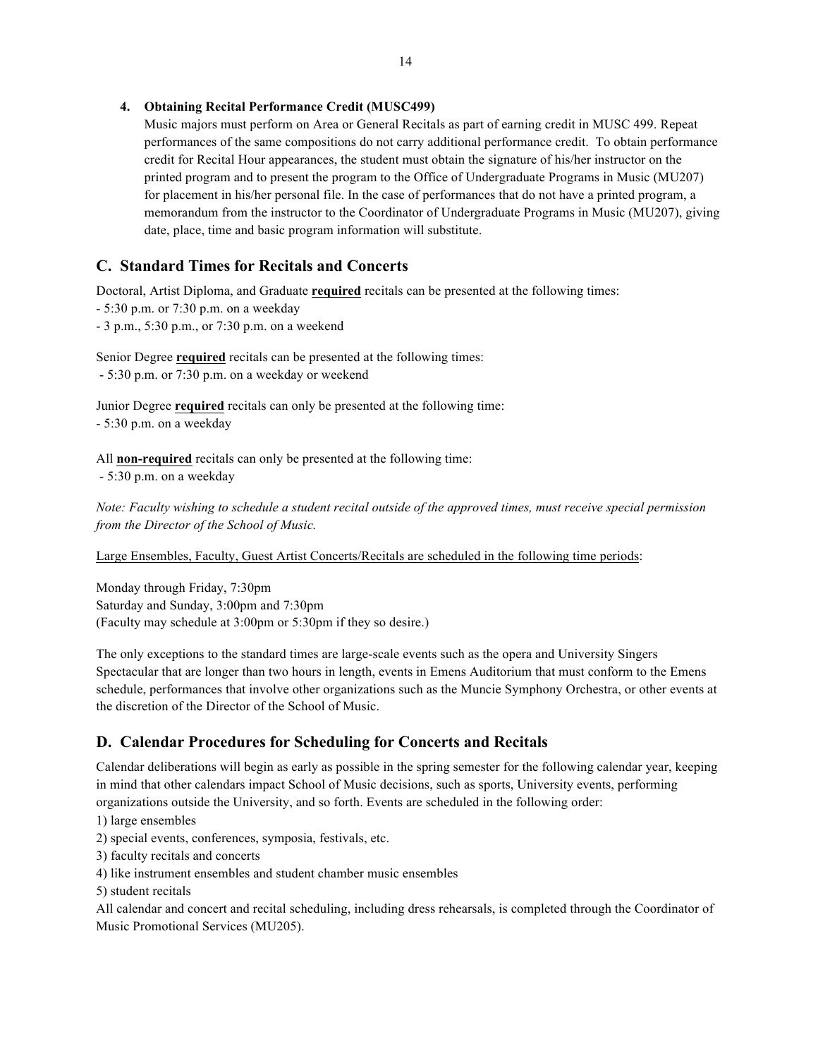#### 4. Obtaining Recital Performance Credit (MUSC499)

Music majors must perform on Area or General Recitals as part of earning credit in MUSC 499. Repeat performances of the same compositions do not carry additional performance credit. To obtain performance credit for Recital Hour appearances, the student must obtain the signature of his/her instructor on the printed program and to present the program to the Office of Undergraduate Programs in Music (MU207) for placement in his/her personal file. In the case of performances that do not have a printed program, a memorandum from the instructor to the Coordinator of Undergraduate Programs in Music (MU207), giving date, place, time and basic program information will substitute.

## C. Standard Times for Recitals and Concerts

Doctoral, Artist Diploma, and Graduate <u>**required**</u> recitals can be presented at the following times:
- 5:30 p.m. or 7:30 p.m. on a weekday
- 3 p.m., 5:30 p.m., or 7:30 p.m. on a weekend

Senior Degree <u>**required**</u> recitals can be presented at the following times:
- 5:30 p.m. or 7:30 p.m. on a weekday or weekend

Junior Degree <u>**required**</u> recitals can only be presented at the following time:
- 5:30 p.m. on a weekday

All <u>**non-required**</u> recitals can only be presented at the following time:
- 5:30 p.m. on a weekday

*Note: Faculty wishing to schedule a student recital outside of the approved times, must receive special permission from the Director of the School of Music.*

<u>Large Ensembles, Faculty, Guest Artist Concerts/Recitals are scheduled in the following time periods</u>:

Monday through Friday, 7:30pm
Saturday and Sunday, 3:00pm and 7:30pm
(Faculty may schedule at 3:00pm or 5:30pm if they so desire.)

The only exceptions to the standard times are large-scale events such as the opera and University Singers Spectacular that are longer than two hours in length, events in Emens Auditorium that must conform to the Emens schedule, performances that involve other organizations such as the Muncie Symphony Orchestra, or other events at the discretion of the Director of the School of Music.

## D. Calendar Procedures for Scheduling for Concerts and Recitals

Calendar deliberations will begin as early as possible in the spring semester for the following calendar year, keeping in mind that other calendars impact School of Music decisions, such as sports, University events, performing organizations outside the University, and so forth. Events are scheduled in the following order:

1) large ensembles
2) special events, conferences, symposia, festivals, etc.
3) faculty recitals and concerts
4) like instrument ensembles and student chamber music ensembles
5) student recitals

All calendar and concert and recital scheduling, including dress rehearsals, is completed through the Coordinator of Music Promotional Services (MU205).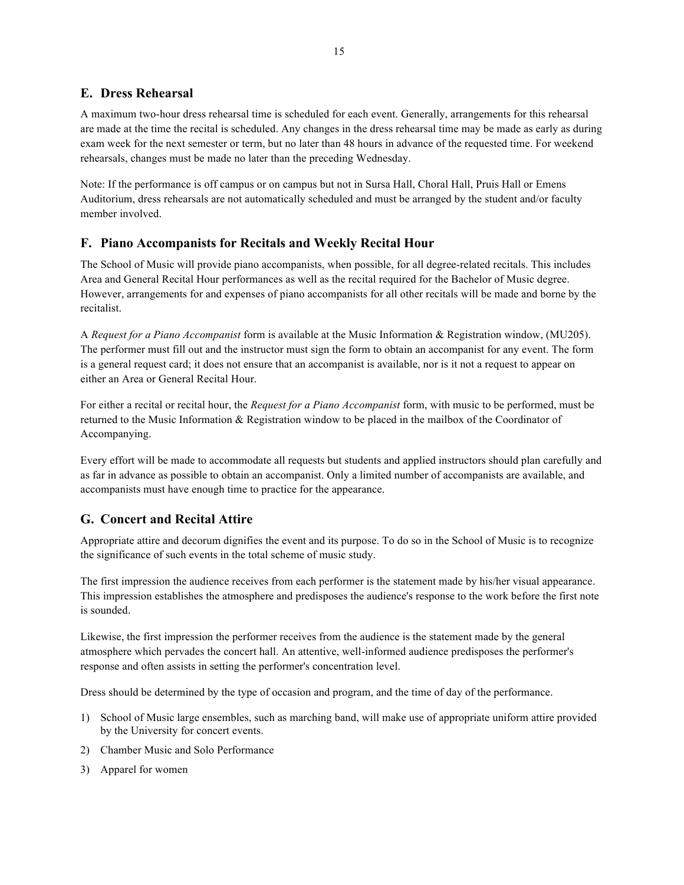## E. Dress Rehearsal

A maximum two-hour dress rehearsal time is scheduled for each event. Generally, arrangements for this rehearsal are made at the time the recital is scheduled. Any changes in the dress rehearsal time may be made as early as during exam week for the next semester or term, but no later than 48 hours in advance of the requested time. For weekend rehearsals, changes must be made no later than the preceding Wednesday.

Note: If the performance is off campus or on campus but not in Sursa Hall, Choral Hall, Pruis Hall or Emens Auditorium, dress rehearsals are not automatically scheduled and must be arranged by the student and/or faculty member involved.

## F. Piano Accompanists for Recitals and Weekly Recital Hour

The School of Music will provide piano accompanists, when possible, for all degree-related recitals. This includes Area and General Recital Hour performances as well as the recital required for the Bachelor of Music degree. However, arrangements for and expenses of piano accompanists for all other recitals will be made and borne by the recitalist.

A *Request for a Piano Accompanist* form is available at the Music Information & Registration window, (MU205). The performer must fill out and the instructor must sign the form to obtain an accompanist for any event. The form is a general request card; it does not ensure that an accompanist is available, nor is it not a request to appear on either an Area or General Recital Hour.

For either a recital or recital hour, the *Request for a Piano Accompanist* form, with music to be performed, must be returned to the Music Information & Registration window to be placed in the mailbox of the Coordinator of Accompanying.

Every effort will be made to accommodate all requests but students and applied instructors should plan carefully and as far in advance as possible to obtain an accompanist. Only a limited number of accompanists are available, and accompanists must have enough time to practice for the appearance.

## G. Concert and Recital Attire

Appropriate attire and decorum dignifies the event and its purpose. To do so in the School of Music is to recognize the significance of such events in the total scheme of music study.

The first impression the audience receives from each performer is the statement made by his/her visual appearance. This impression establishes the atmosphere and predisposes the audience's response to the work before the first note is sounded.

Likewise, the first impression the performer receives from the audience is the statement made by the general atmosphere which pervades the concert hall. An attentive, well-informed audience predisposes the performer's response and often assists in setting the performer's concentration level.

Dress should be determined by the type of occasion and program, and the time of day of the performance.

1) School of Music large ensembles, such as marching band, will make use of appropriate uniform attire provided by the University for concert events.
2) Chamber Music and Solo Performance
3) Apparel for women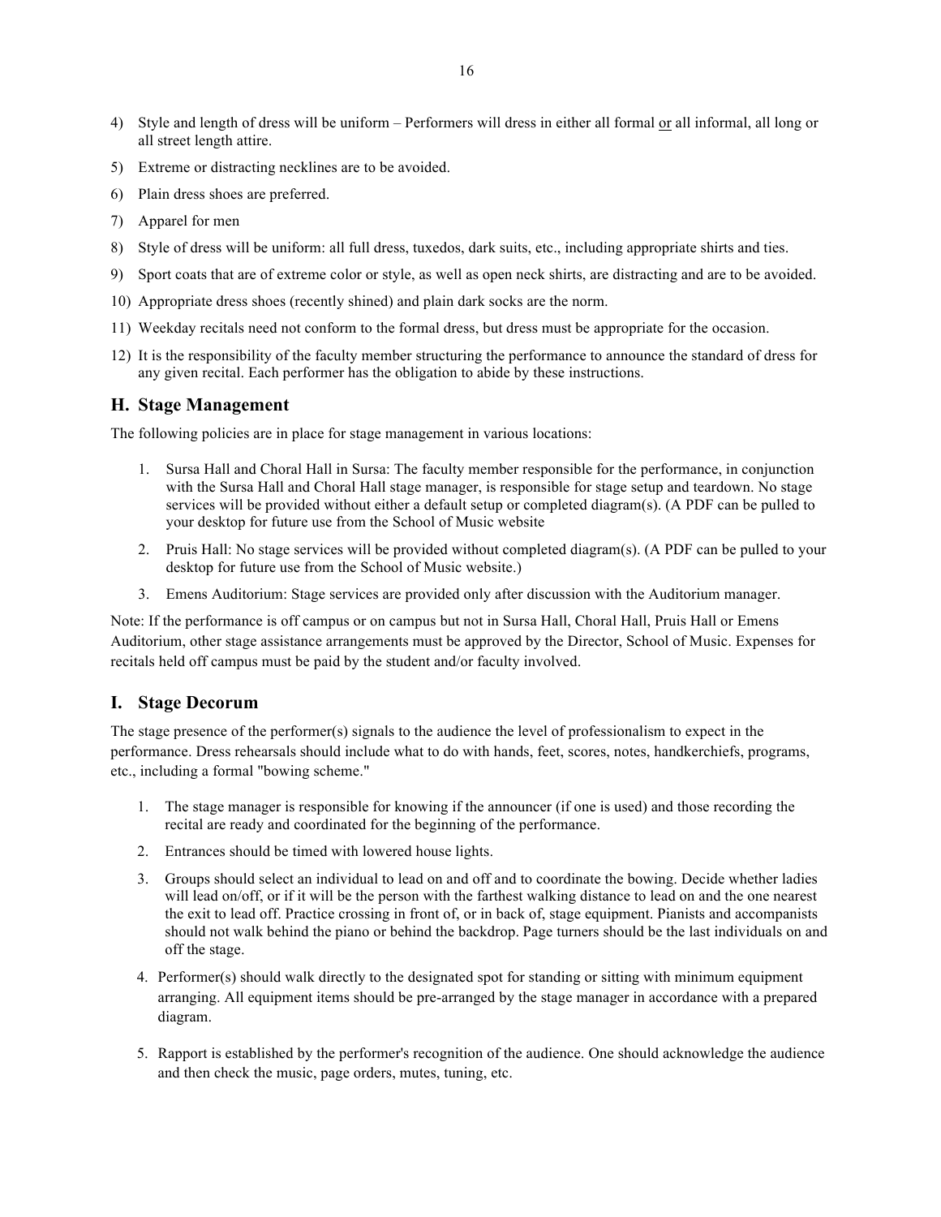4) Style and length of dress will be uniform – Performers will dress in either all formal or all informal, all long or all street length attire.
5) Extreme or distracting necklines are to be avoided.
6) Plain dress shoes are preferred.
7) Apparel for men
8) Style of dress will be uniform: all full dress, tuxedos, dark suits, etc., including appropriate shirts and ties.
9) Sport coats that are of extreme color or style, as well as open neck shirts, are distracting and are to be avoided.
10) Appropriate dress shoes (recently shined) and plain dark socks are the norm.
11) Weekday recitals need not conform to the formal dress, but dress must be appropriate for the occasion.
12) It is the responsibility of the faculty member structuring the performance to announce the standard of dress for any given recital. Each performer has the obligation to abide by these instructions.

## H. Stage Management

The following policies are in place for stage management in various locations:

1. Sursa Hall and Choral Hall in Sursa: The faculty member responsible for the performance, in conjunction with the Sursa Hall and Choral Hall stage manager, is responsible for stage setup and teardown. No stage services will be provided without either a default setup or completed diagram(s). (A PDF can be pulled to your desktop for future use from the School of Music website
2. Pruis Hall: No stage services will be provided without completed diagram(s). (A PDF can be pulled to your desktop for future use from the School of Music website.)
3. Emens Auditorium: Stage services are provided only after discussion with the Auditorium manager.

Note: If the performance is off campus or on campus but not in Sursa Hall, Choral Hall, Pruis Hall or Emens Auditorium, other stage assistance arrangements must be approved by the Director, School of Music. Expenses for recitals held off campus must be paid by the student and/or faculty involved.

## I. Stage Decorum

The stage presence of the performer(s) signals to the audience the level of professionalism to expect in the performance. Dress rehearsals should include what to do with hands, feet, scores, notes, handkerchiefs, programs, etc., including a formal "bowing scheme."

1. The stage manager is responsible for knowing if the announcer (if one is used) and those recording the recital are ready and coordinated for the beginning of the performance.
2. Entrances should be timed with lowered house lights.
3. Groups should select an individual to lead on and off and to coordinate the bowing. Decide whether ladies will lead on/off, or if it will be the person with the farthest walking distance to lead on and the one nearest the exit to lead off. Practice crossing in front of, or in back of, stage equipment. Pianists and accompanists should not walk behind the piano or behind the backdrop. Page turners should be the last individuals on and off the stage.
4. Performer(s) should walk directly to the designated spot for standing or sitting with minimum equipment arranging. All equipment items should be pre-arranged by the stage manager in accordance with a prepared diagram.
5. Rapport is established by the performer's recognition of the audience. One should acknowledge the audience and then check the music, page orders, mutes, tuning, etc.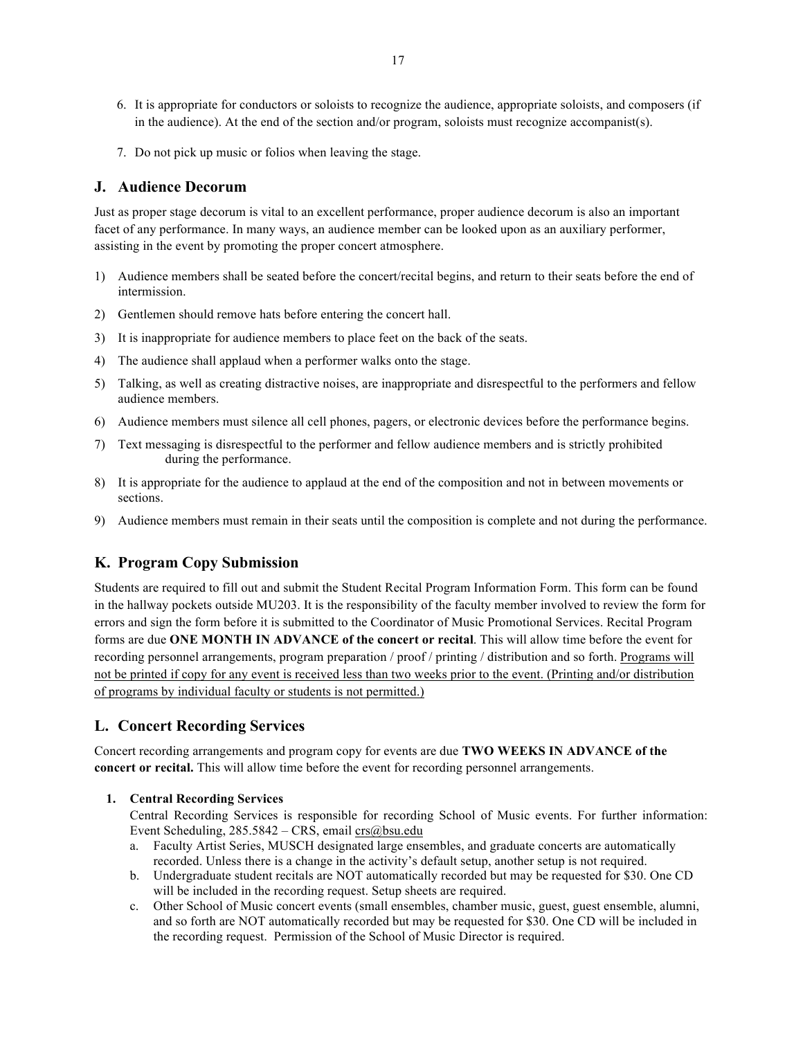6. It is appropriate for conductors or soloists to recognize the audience, appropriate soloists, and composers (if in the audience). At the end of the section and/or program, soloists must recognize accompanist(s).

7. Do not pick up music or folios when leaving the stage.

## J. Audience Decorum

Just as proper stage decorum is vital to an excellent performance, proper audience decorum is also an important facet of any performance. In many ways, an audience member can be looked upon as an auxiliary performer, assisting in the event by promoting the proper concert atmosphere.

1) Audience members shall be seated before the concert/recital begins, and return to their seats before the end of intermission.
2) Gentlemen should remove hats before entering the concert hall.
3) It is inappropriate for audience members to place feet on the back of the seats.
4) The audience shall applaud when a performer walks onto the stage.
5) Talking, as well as creating distractive noises, are inappropriate and disrespectful to the performers and fellow audience members.
6) Audience members must silence all cell phones, pagers, or electronic devices before the performance begins.
7) Text messaging is disrespectful to the performer and fellow audience members and is strictly prohibited during the performance.
8) It is appropriate for the audience to applaud at the end of the composition and not in between movements or sections.
9) Audience members must remain in their seats until the composition is complete and not during the performance.

## K. Program Copy Submission

Students are required to fill out and submit the Student Recital Program Information Form. This form can be found in the hallway pockets outside MU203. It is the responsibility of the faculty member involved to review the form for errors and sign the form before it is submitted to the Coordinator of Music Promotional Services. Recital Program forms are due **ONE MONTH IN ADVANCE of the concert or recital**. This will allow time before the event for recording personnel arrangements, program preparation / proof / printing / distribution and so forth. Programs will not be printed if copy for any event is received less than two weeks prior to the event. (Printing and/or distribution of programs by individual faculty or students is not permitted.)

## L. Concert Recording Services

Concert recording arrangements and program copy for events are due **TWO WEEKS IN ADVANCE of the concert or recital.** This will allow time before the event for recording personnel arrangements.

1. **Central Recording Services**
   Central Recording Services is responsible for recording School of Music events. For further information: Event Scheduling, 285.5842 – CRS, email crs@bsu.edu
   a. Faculty Artist Series, MUSCH designated large ensembles, and graduate concerts are automatically recorded. Unless there is a change in the activity's default setup, another setup is not required.
   b. Undergraduate student recitals are NOT automatically recorded but may be requested for $30. One CD will be included in the recording request. Setup sheets are required.
   c. Other School of Music concert events (small ensembles, chamber music, guest, guest ensemble, alumni, and so forth are NOT automatically recorded but may be requested for $30. One CD will be included in the recording request. Permission of the School of Music Director is required.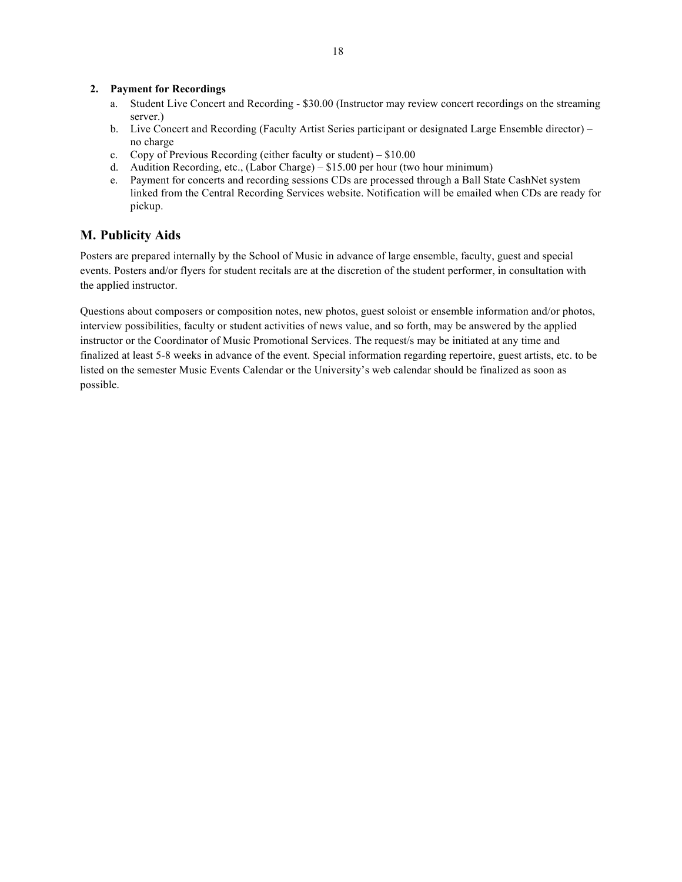**2. Payment for Recordings**

a. Student Live Concert and Recording - $30.00 (Instructor may review concert recordings on the streaming server.)
b. Live Concert and Recording (Faculty Artist Series participant or designated Large Ensemble director) – no charge
c. Copy of Previous Recording (either faculty or student) – $10.00
d. Audition Recording, etc., (Labor Charge) – $15.00 per hour (two hour minimum)
e. Payment for concerts and recording sessions CDs are processed through a Ball State CashNet system linked from the Central Recording Services website. Notification will be emailed when CDs are ready for pickup.

## M. Publicity Aids

Posters are prepared internally by the School of Music in advance of large ensemble, faculty, guest and special events. Posters and/or flyers for student recitals are at the discretion of the student performer, in consultation with the applied instructor.

Questions about composers or composition notes, new photos, guest soloist or ensemble information and/or photos, interview possibilities, faculty or student activities of news value, and so forth, may be answered by the applied instructor or the Coordinator of Music Promotional Services. The request/s may be initiated at any time and finalized at least 5-8 weeks in advance of the event. Special information regarding repertoire, guest artists, etc. to be listed on the semester Music Events Calendar or the University's web calendar should be finalized as soon as possible.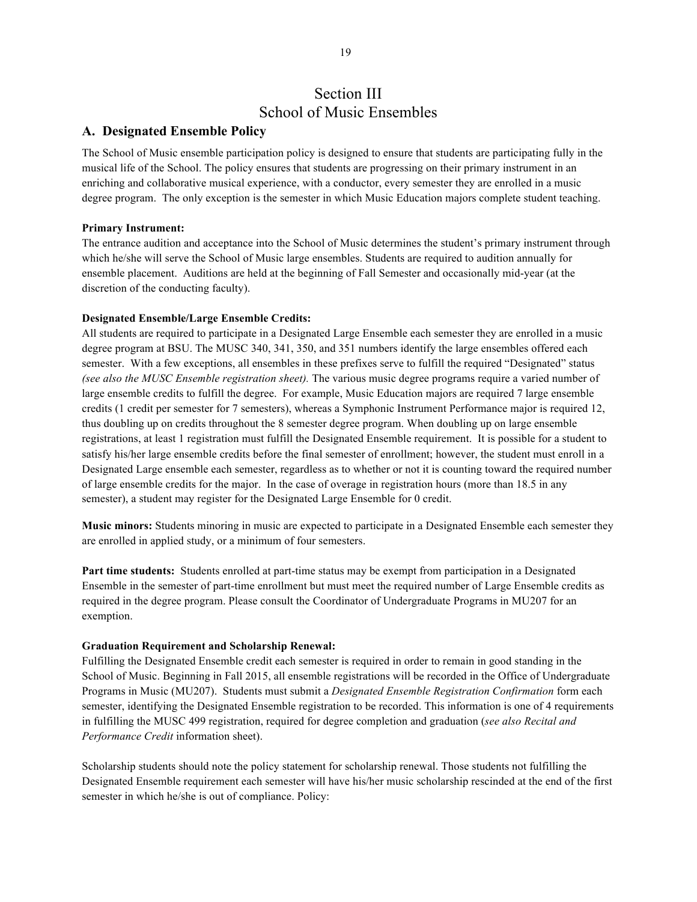# Section III
# School of Music Ensembles

## A. Designated Ensemble Policy

The School of Music ensemble participation policy is designed to ensure that students are participating fully in the musical life of the School. The policy ensures that students are progressing on their primary instrument in an enriching and collaborative musical experience, with a conductor, every semester they are enrolled in a music degree program. The only exception is the semester in which Music Education majors complete student teaching.

**Primary Instrument:**
The entrance audition and acceptance into the School of Music determines the student's primary instrument through which he/she will serve the School of Music large ensembles. Students are required to audition annually for ensemble placement. Auditions are held at the beginning of Fall Semester and occasionally mid-year (at the discretion of the conducting faculty).

**Designated Ensemble/Large Ensemble Credits:**
All students are required to participate in a Designated Large Ensemble each semester they are enrolled in a music degree program at BSU. The MUSC 340, 341, 350, and 351 numbers identify the large ensembles offered each semester. With a few exceptions, all ensembles in these prefixes serve to fulfill the required "Designated" status *(see also the MUSC Ensemble registration sheet).* The various music degree programs require a varied number of large ensemble credits to fulfill the degree. For example, Music Education majors are required 7 large ensemble credits (1 credit per semester for 7 semesters), whereas a Symphonic Instrument Performance major is required 12, thus doubling up on credits throughout the 8 semester degree program. When doubling up on large ensemble registrations, at least 1 registration must fulfill the Designated Ensemble requirement. It is possible for a student to satisfy his/her large ensemble credits before the final semester of enrollment; however, the student must enroll in a Designated Large ensemble each semester, regardless as to whether or not it is counting toward the required number of large ensemble credits for the major. In the case of overage in registration hours (more than 18.5 in any semester), a student may register for the Designated Large Ensemble for 0 credit.

**Music minors:** Students minoring in music are expected to participate in a Designated Ensemble each semester they are enrolled in applied study, or a minimum of four semesters.

**Part time students:** Students enrolled at part-time status may be exempt from participation in a Designated Ensemble in the semester of part-time enrollment but must meet the required number of Large Ensemble credits as required in the degree program. Please consult the Coordinator of Undergraduate Programs in MU207 for an exemption.

**Graduation Requirement and Scholarship Renewal:**
Fulfilling the Designated Ensemble credit each semester is required in order to remain in good standing in the School of Music. Beginning in Fall 2015, all ensemble registrations will be recorded in the Office of Undergraduate Programs in Music (MU207). Students must submit a *Designated Ensemble Registration Confirmation* form each semester, identifying the Designated Ensemble registration to be recorded. This information is one of 4 requirements in fulfilling the MUSC 499 registration, required for degree completion and graduation (*see also Recital and Performance Credit* information sheet).

Scholarship students should note the policy statement for scholarship renewal. Those students not fulfilling the Designated Ensemble requirement each semester will have his/her music scholarship rescinded at the end of the first semester in which he/she is out of compliance. Policy: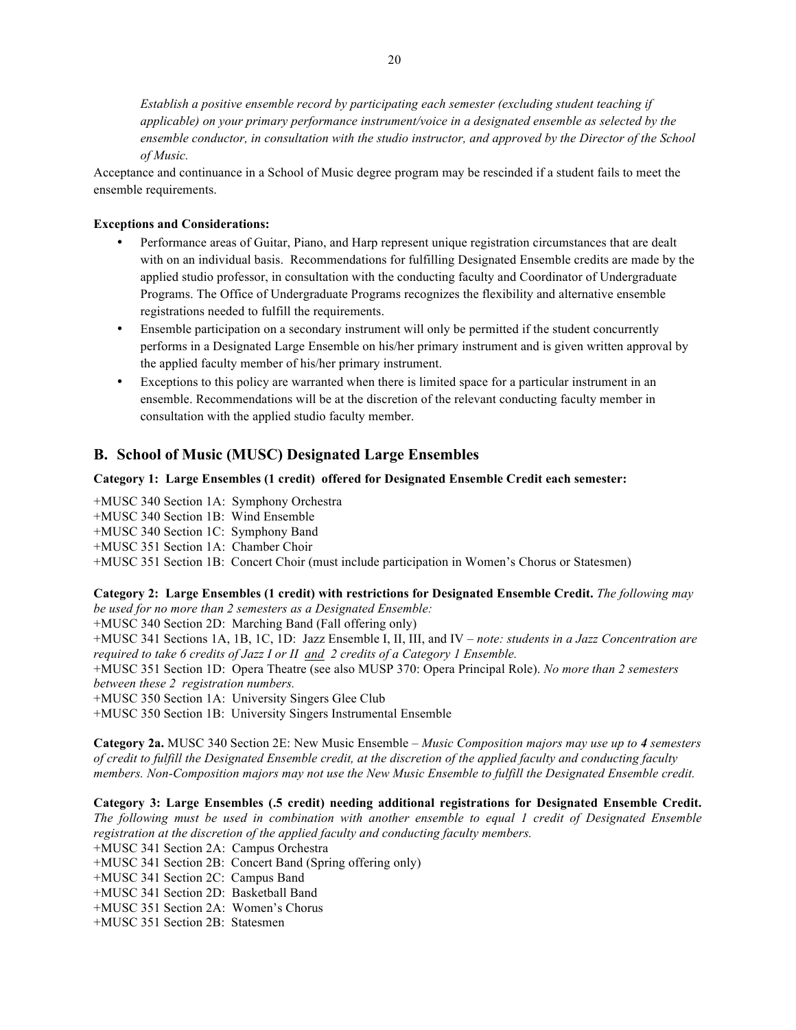*Establish a positive ensemble record by participating each semester (excluding student teaching if applicable) on your primary performance instrument/voice in a designated ensemble as selected by the ensemble conductor, in consultation with the studio instructor, and approved by the Director of the School of Music.*

Acceptance and continuance in a School of Music degree program may be rescinded if a student fails to meet the ensemble requirements.

**Exceptions and Considerations:**

- Performance areas of Guitar, Piano, and Harp represent unique registration circumstances that are dealt with on an individual basis. Recommendations for fulfilling Designated Ensemble credits are made by the applied studio professor, in consultation with the conducting faculty and Coordinator of Undergraduate Programs. The Office of Undergraduate Programs recognizes the flexibility and alternative ensemble registrations needed to fulfill the requirements.
- Ensemble participation on a secondary instrument will only be permitted if the student concurrently performs in a Designated Large Ensemble on his/her primary instrument and is given written approval by the applied faculty member of his/her primary instrument.
- Exceptions to this policy are warranted when there is limited space for a particular instrument in an ensemble. Recommendations will be at the discretion of the relevant conducting faculty member in consultation with the applied studio faculty member.

## B. School of Music (MUSC) Designated Large Ensembles

**Category 1: Large Ensembles (1 credit) offered for Designated Ensemble Credit each semester:**

+MUSC 340 Section 1A: Symphony Orchestra
+MUSC 340 Section 1B: Wind Ensemble
+MUSC 340 Section 1C: Symphony Band
+MUSC 351 Section 1A: Chamber Choir
+MUSC 351 Section 1B: Concert Choir (must include participation in Women's Chorus or Statesmen)

**Category 2: Large Ensembles (1 credit) with restrictions for Designated Ensemble Credit.** *The following may be used for no more than 2 semesters as a Designated Ensemble:*
+MUSC 340 Section 2D: Marching Band (Fall offering only)
+MUSC 341 Sections 1A, 1B, 1C, 1D: Jazz Ensemble I, II, III, and IV – *note: students in a Jazz Concentration are required to take 6 credits of Jazz I or II <u>and</u> 2 credits of a Category 1 Ensemble.*
+MUSC 351 Section 1D: Opera Theatre (see also MUSP 370: Opera Principal Role). *No more than 2 semesters between these 2 registration numbers.*
+MUSC 350 Section 1A: University Singers Glee Club
+MUSC 350 Section 1B: University Singers Instrumental Ensemble

**Category 2a.** MUSC 340 Section 2E: New Music Ensemble – *Music Composition majors may use up to **4** semesters of credit to fulfill the Designated Ensemble credit, at the discretion of the applied faculty and conducting faculty members. Non-Composition majors may not use the New Music Ensemble to fulfill the Designated Ensemble credit.*

**Category 3: Large Ensembles (.5 credit) needing additional registrations for Designated Ensemble Credit.** *The following must be used in combination with another ensemble to equal 1 credit of Designated Ensemble registration at the discretion of the applied faculty and conducting faculty members.*
+MUSC 341 Section 2A: Campus Orchestra
+MUSC 341 Section 2B: Concert Band (Spring offering only)
+MUSC 341 Section 2C: Campus Band
+MUSC 341 Section 2D: Basketball Band
+MUSC 351 Section 2A: Women's Chorus
+MUSC 351 Section 2B: Statesmen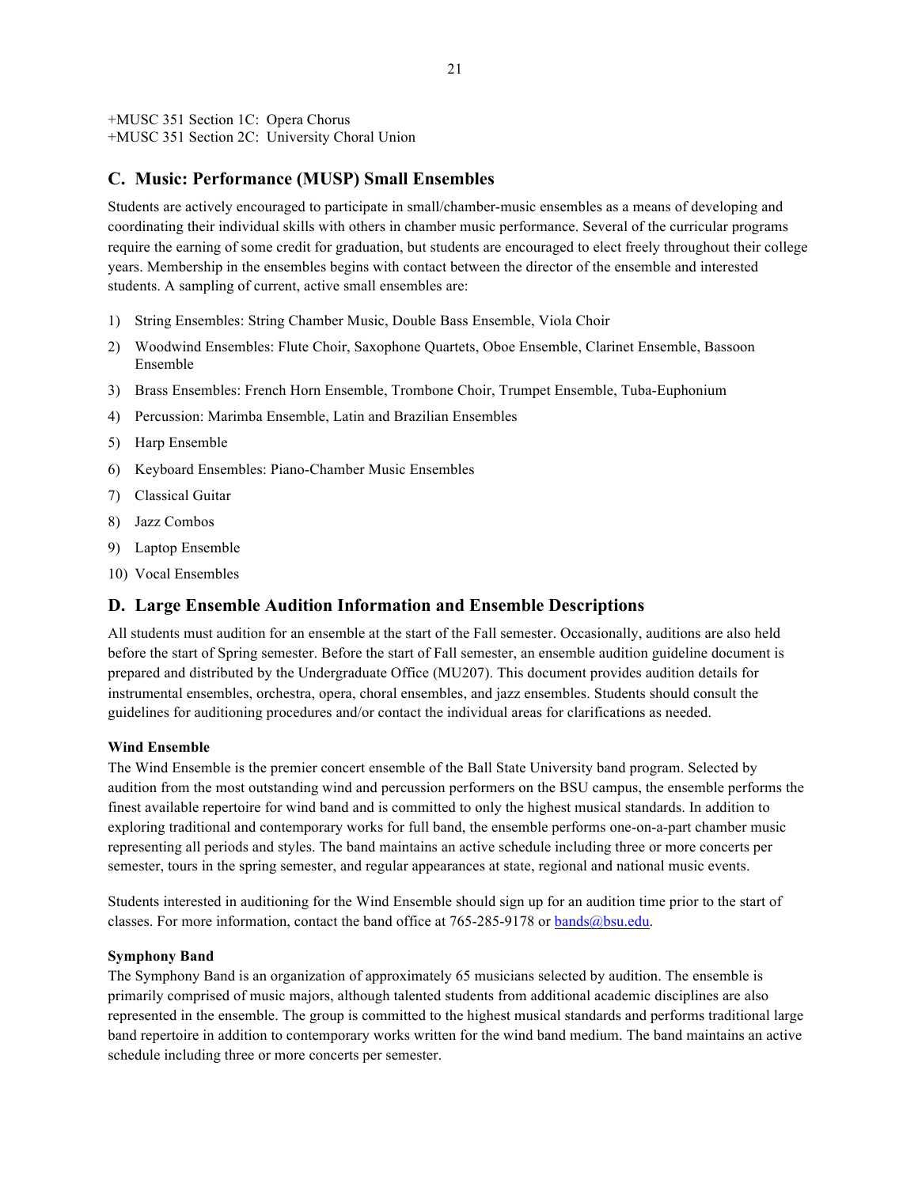+MUSC 351 Section 1C: Opera Chorus
+MUSC 351 Section 2C: University Choral Union

## C. Music: Performance (MUSP) Small Ensembles

Students are actively encouraged to participate in small/chamber-music ensembles as a means of developing and coordinating their individual skills with others in chamber music performance. Several of the curricular programs require the earning of some credit for graduation, but students are encouraged to elect freely throughout their college years. Membership in the ensembles begins with contact between the director of the ensemble and interested students. A sampling of current, active small ensembles are:

1) String Ensembles: String Chamber Music, Double Bass Ensemble, Viola Choir
2) Woodwind Ensembles: Flute Choir, Saxophone Quartets, Oboe Ensemble, Clarinet Ensemble, Bassoon Ensemble
3) Brass Ensembles: French Horn Ensemble, Trombone Choir, Trumpet Ensemble, Tuba-Euphonium
4) Percussion: Marimba Ensemble, Latin and Brazilian Ensembles
5) Harp Ensemble
6) Keyboard Ensembles: Piano-Chamber Music Ensembles
7) Classical Guitar
8) Jazz Combos
9) Laptop Ensemble
10) Vocal Ensembles

## D. Large Ensemble Audition Information and Ensemble Descriptions

All students must audition for an ensemble at the start of the Fall semester. Occasionally, auditions are also held before the start of Spring semester. Before the start of Fall semester, an ensemble audition guideline document is prepared and distributed by the Undergraduate Office (MU207). This document provides audition details for instrumental ensembles, orchestra, opera, choral ensembles, and jazz ensembles. Students should consult the guidelines for auditioning procedures and/or contact the individual areas for clarifications as needed.

**Wind Ensemble**

The Wind Ensemble is the premier concert ensemble of the Ball State University band program. Selected by audition from the most outstanding wind and percussion performers on the BSU campus, the ensemble performs the finest available repertoire for wind band and is committed to only the highest musical standards. In addition to exploring traditional and contemporary works for full band, the ensemble performs one-on-a-part chamber music representing all periods and styles. The band maintains an active schedule including three or more concerts per semester, tours in the spring semester, and regular appearances at state, regional and national music events.

Students interested in auditioning for the Wind Ensemble should sign up for an audition time prior to the start of classes. For more information, contact the band office at 765-285-9178 or bands@bsu.edu.

**Symphony Band**

The Symphony Band is an organization of approximately 65 musicians selected by audition. The ensemble is primarily comprised of music majors, although talented students from additional academic disciplines are also represented in the ensemble. The group is committed to the highest musical standards and performs traditional large band repertoire in addition to contemporary works written for the wind band medium. The band maintains an active schedule including three or more concerts per semester.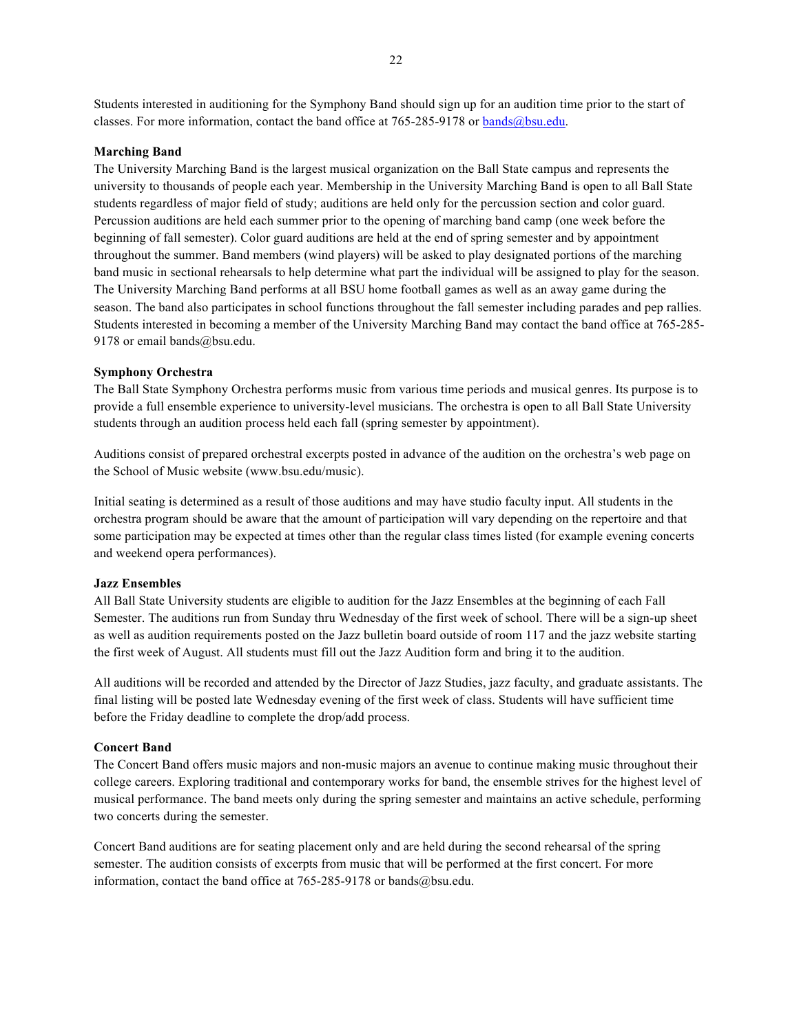Students interested in auditioning for the Symphony Band should sign up for an audition time prior to the start of classes. For more information, contact the band office at 765-285-9178 or bands@bsu.edu.

**Marching Band**

The University Marching Band is the largest musical organization on the Ball State campus and represents the university to thousands of people each year. Membership in the University Marching Band is open to all Ball State students regardless of major field of study; auditions are held only for the percussion section and color guard. Percussion auditions are held each summer prior to the opening of marching band camp (one week before the beginning of fall semester). Color guard auditions are held at the end of spring semester and by appointment throughout the summer. Band members (wind players) will be asked to play designated portions of the marching band music in sectional rehearsals to help determine what part the individual will be assigned to play for the season. The University Marching Band performs at all BSU home football games as well as an away game during the season. The band also participates in school functions throughout the fall semester including parades and pep rallies. Students interested in becoming a member of the University Marching Band may contact the band office at 765-285-9178 or email bands@bsu.edu.

**Symphony Orchestra**

The Ball State Symphony Orchestra performs music from various time periods and musical genres. Its purpose is to provide a full ensemble experience to university-level musicians. The orchestra is open to all Ball State University students through an audition process held each fall (spring semester by appointment).

Auditions consist of prepared orchestral excerpts posted in advance of the audition on the orchestra's web page on the School of Music website (www.bsu.edu/music).

Initial seating is determined as a result of those auditions and may have studio faculty input. All students in the orchestra program should be aware that the amount of participation will vary depending on the repertoire and that some participation may be expected at times other than the regular class times listed (for example evening concerts and weekend opera performances).

**Jazz Ensembles**

All Ball State University students are eligible to audition for the Jazz Ensembles at the beginning of each Fall Semester. The auditions run from Sunday thru Wednesday of the first week of school. There will be a sign-up sheet as well as audition requirements posted on the Jazz bulletin board outside of room 117 and the jazz website starting the first week of August. All students must fill out the Jazz Audition form and bring it to the audition.

All auditions will be recorded and attended by the Director of Jazz Studies, jazz faculty, and graduate assistants. The final listing will be posted late Wednesday evening of the first week of class. Students will have sufficient time before the Friday deadline to complete the drop/add process.

**Concert Band**

The Concert Band offers music majors and non-music majors an avenue to continue making music throughout their college careers. Exploring traditional and contemporary works for band, the ensemble strives for the highest level of musical performance. The band meets only during the spring semester and maintains an active schedule, performing two concerts during the semester.

Concert Band auditions are for seating placement only and are held during the second rehearsal of the spring semester. The audition consists of excerpts from music that will be performed at the first concert. For more information, contact the band office at 765-285-9178 or bands@bsu.edu.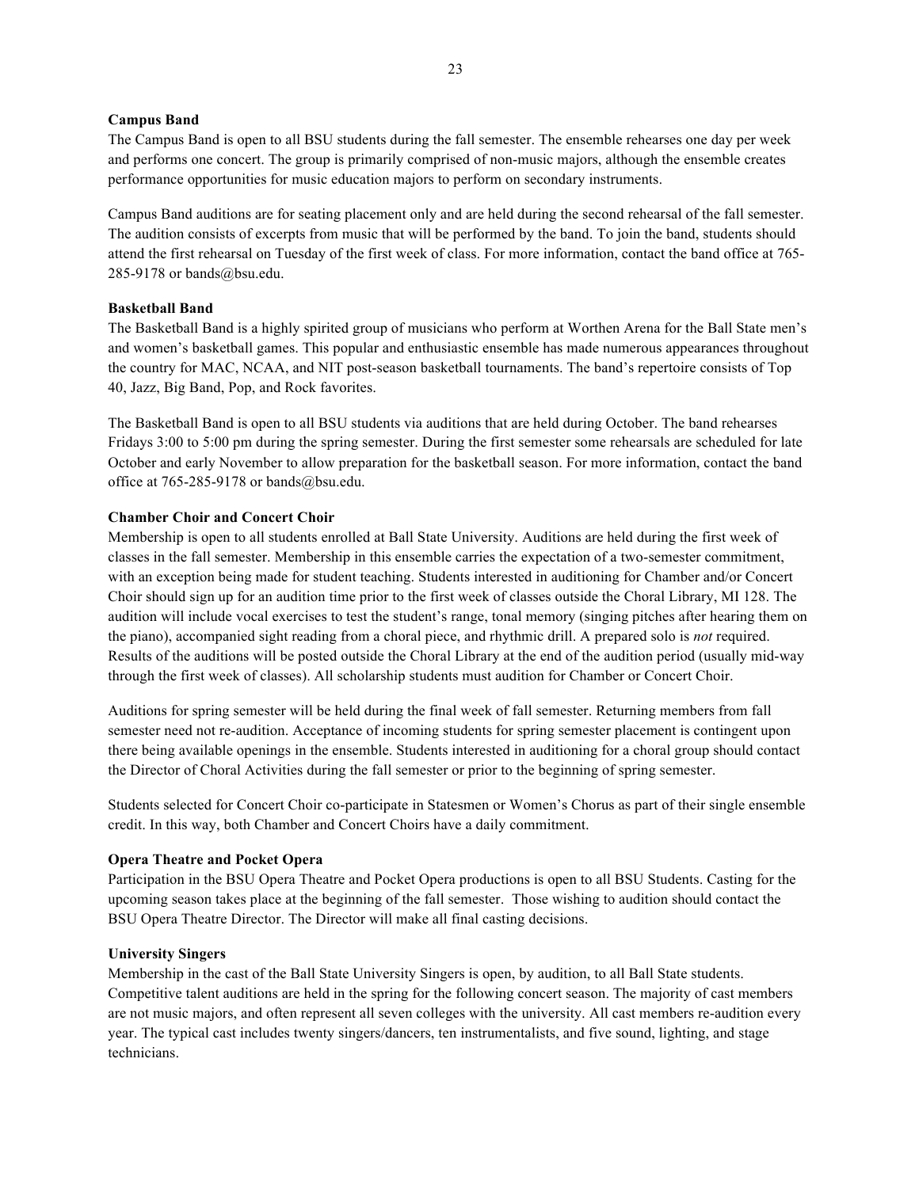**Campus Band**

The Campus Band is open to all BSU students during the fall semester. The ensemble rehearses one day per week and performs one concert. The group is primarily comprised of non-music majors, although the ensemble creates performance opportunities for music education majors to perform on secondary instruments.

Campus Band auditions are for seating placement only and are held during the second rehearsal of the fall semester. The audition consists of excerpts from music that will be performed by the band. To join the band, students should attend the first rehearsal on Tuesday of the first week of class. For more information, contact the band office at 765-285-9178 or bands@bsu.edu.

**Basketball Band**

The Basketball Band is a highly spirited group of musicians who perform at Worthen Arena for the Ball State men's and women's basketball games. This popular and enthusiastic ensemble has made numerous appearances throughout the country for MAC, NCAA, and NIT post-season basketball tournaments. The band's repertoire consists of Top 40, Jazz, Big Band, Pop, and Rock favorites.

The Basketball Band is open to all BSU students via auditions that are held during October. The band rehearses Fridays 3:00 to 5:00 pm during the spring semester. During the first semester some rehearsals are scheduled for late October and early November to allow preparation for the basketball season. For more information, contact the band office at 765-285-9178 or bands@bsu.edu.

**Chamber Choir and Concert Choir**

Membership is open to all students enrolled at Ball State University. Auditions are held during the first week of classes in the fall semester. Membership in this ensemble carries the expectation of a two-semester commitment, with an exception being made for student teaching. Students interested in auditioning for Chamber and/or Concert Choir should sign up for an audition time prior to the first week of classes outside the Choral Library, MI 128. The audition will include vocal exercises to test the student's range, tonal memory (singing pitches after hearing them on the piano), accompanied sight reading from a choral piece, and rhythmic drill. A prepared solo is *not* required. Results of the auditions will be posted outside the Choral Library at the end of the audition period (usually mid-way through the first week of classes). All scholarship students must audition for Chamber or Concert Choir.

Auditions for spring semester will be held during the final week of fall semester. Returning members from fall semester need not re-audition. Acceptance of incoming students for spring semester placement is contingent upon there being available openings in the ensemble. Students interested in auditioning for a choral group should contact the Director of Choral Activities during the fall semester or prior to the beginning of spring semester.

Students selected for Concert Choir co-participate in Statesmen or Women's Chorus as part of their single ensemble credit. In this way, both Chamber and Concert Choirs have a daily commitment.

**Opera Theatre and Pocket Opera**

Participation in the BSU Opera Theatre and Pocket Opera productions is open to all BSU Students. Casting for the upcoming season takes place at the beginning of the fall semester. Those wishing to audition should contact the BSU Opera Theatre Director. The Director will make all final casting decisions.

**University Singers**

Membership in the cast of the Ball State University Singers is open, by audition, to all Ball State students. Competitive talent auditions are held in the spring for the following concert season. The majority of cast members are not music majors, and often represent all seven colleges with the university. All cast members re-audition every year. The typical cast includes twenty singers/dancers, ten instrumentalists, and five sound, lighting, and stage technicians.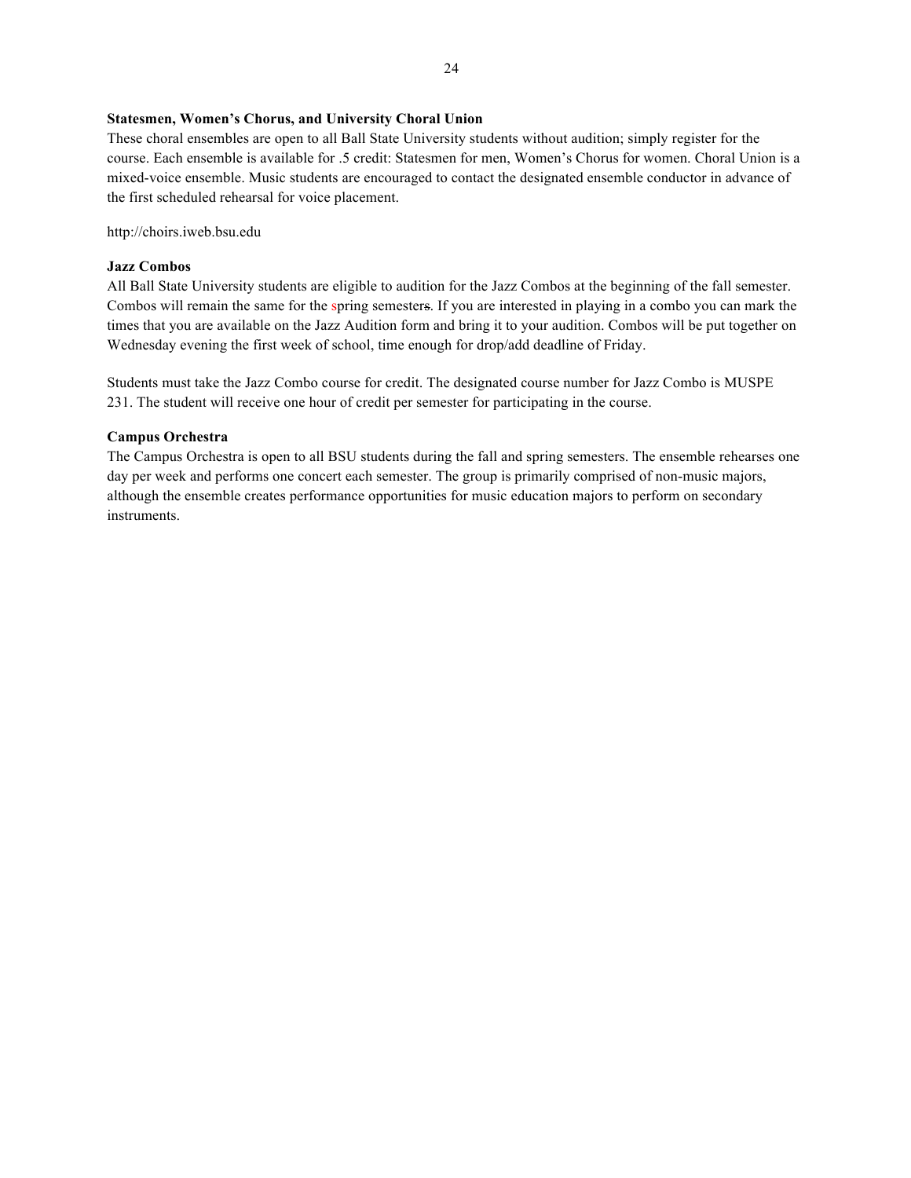**Statesmen, Women's Chorus, and University Choral Union**

These choral ensembles are open to all Ball State University students without audition; simply register for the course. Each ensemble is available for .5 credit: Statesmen for men, Women's Chorus for women. Choral Union is a mixed-voice ensemble. Music students are encouraged to contact the designated ensemble conductor in advance of the first scheduled rehearsal for voice placement.

http://choirs.iweb.bsu.edu

**Jazz Combos**

All Ball State University students are eligible to audition for the Jazz Combos at the beginning of the fall semester. Combos will remain the same for the spring semesters. If you are interested in playing in a combo you can mark the times that you are available on the Jazz Audition form and bring it to your audition. Combos will be put together on Wednesday evening the first week of school, time enough for drop/add deadline of Friday.

Students must take the Jazz Combo course for credit. The designated course number for Jazz Combo is MUSPE 231. The student will receive one hour of credit per semester for participating in the course.

**Campus Orchestra**

The Campus Orchestra is open to all BSU students during the fall and spring semesters. The ensemble rehearses one day per week and performs one concert each semester. The group is primarily comprised of non-music majors, although the ensemble creates performance opportunities for music education majors to perform on secondary instruments.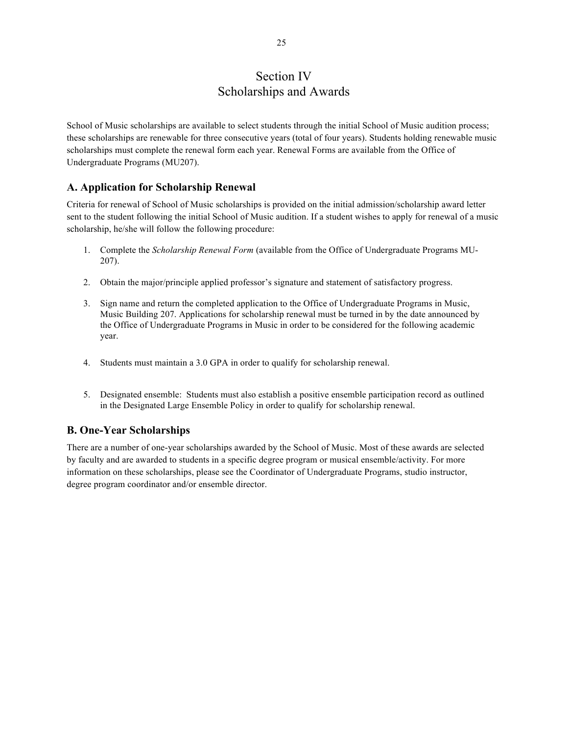# Section IV
# Scholarships and Awards

School of Music scholarships are available to select students through the initial School of Music audition process; these scholarships are renewable for three consecutive years (total of four years). Students holding renewable music scholarships must complete the renewal form each year. Renewal Forms are available from the Office of Undergraduate Programs (MU207).

## A. Application for Scholarship Renewal

Criteria for renewal of School of Music scholarships is provided on the initial admission/scholarship award letter sent to the student following the initial School of Music audition. If a student wishes to apply for renewal of a music scholarship, he/she will follow the following procedure:

1. Complete the *Scholarship Renewal Form* (available from the Office of Undergraduate Programs MU-207).
2. Obtain the major/principle applied professor's signature and statement of satisfactory progress.
3. Sign name and return the completed application to the Office of Undergraduate Programs in Music, Music Building 207. Applications for scholarship renewal must be turned in by the date announced by the Office of Undergraduate Programs in Music in order to be considered for the following academic year.
4. Students must maintain a 3.0 GPA in order to qualify for scholarship renewal.
5. Designated ensemble: Students must also establish a positive ensemble participation record as outlined in the Designated Large Ensemble Policy in order to qualify for scholarship renewal.

## B. One-Year Scholarships

There are a number of one-year scholarships awarded by the School of Music. Most of these awards are selected by faculty and are awarded to students in a specific degree program or musical ensemble/activity. For more information on these scholarships, please see the Coordinator of Undergraduate Programs, studio instructor, degree program coordinator and/or ensemble director.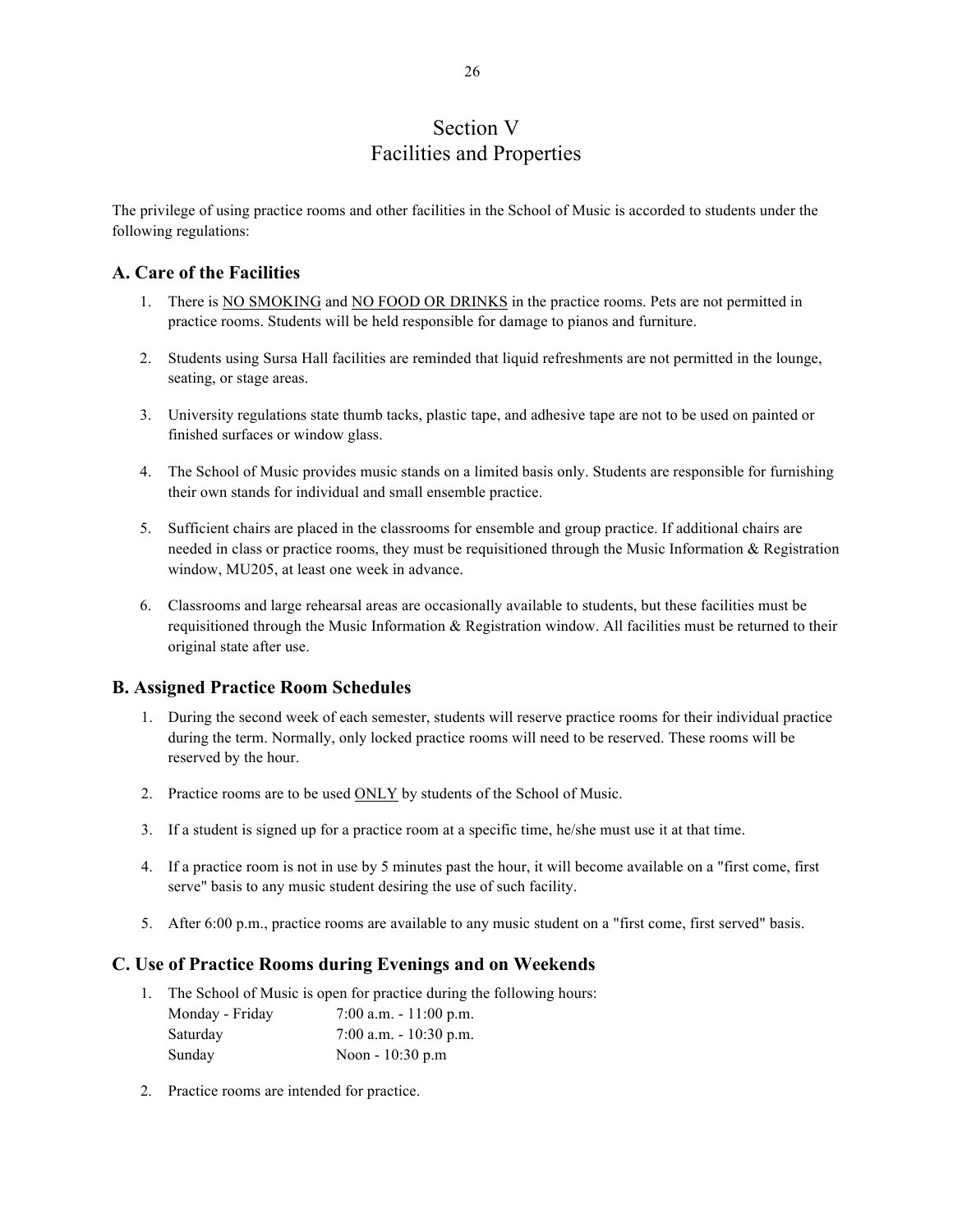# Section V
# Facilities and Properties

The privilege of using practice rooms and other facilities in the School of Music is accorded to students under the following regulations:

## A. Care of the Facilities

1. There is <u>NO SMOKING</u> and <u>NO FOOD OR DRINKS</u> in the practice rooms. Pets are not permitted in practice rooms. Students will be held responsible for damage to pianos and furniture.

2. Students using Sursa Hall facilities are reminded that liquid refreshments are not permitted in the lounge, seating, or stage areas.

3. University regulations state thumb tacks, plastic tape, and adhesive tape are not to be used on painted or finished surfaces or window glass.

4. The School of Music provides music stands on a limited basis only. Students are responsible for furnishing their own stands for individual and small ensemble practice.

5. Sufficient chairs are placed in the classrooms for ensemble and group practice. If additional chairs are needed in class or practice rooms, they must be requisitioned through the Music Information & Registration window, MU205, at least one week in advance.

6. Classrooms and large rehearsal areas are occasionally available to students, but these facilities must be requisitioned through the Music Information & Registration window. All facilities must be returned to their original state after use.

## B. Assigned Practice Room Schedules

1. During the second week of each semester, students will reserve practice rooms for their individual practice during the term. Normally, only locked practice rooms will need to be reserved. These rooms will be reserved by the hour.

2. Practice rooms are to be used <u>ONLY</u> by students of the School of Music.

3. If a student is signed up for a practice room at a specific time, he/she must use it at that time.

4. If a practice room is not in use by 5 minutes past the hour, it will become available on a "first come, first serve" basis to any music student desiring the use of such facility.

5. After 6:00 p.m., practice rooms are available to any music student on a "first come, first served" basis.

## C. Use of Practice Rooms during Evenings and on Weekends

1. The School of Music is open for practice during the following hours:

   | | |
   |---|---|
   | Monday - Friday | 7:00 a.m. - 11:00 p.m. |
   | Saturday | 7:00 a.m. - 10:30 p.m. |
   | Sunday | Noon - 10:30 p.m |

2. Practice rooms are intended for practice.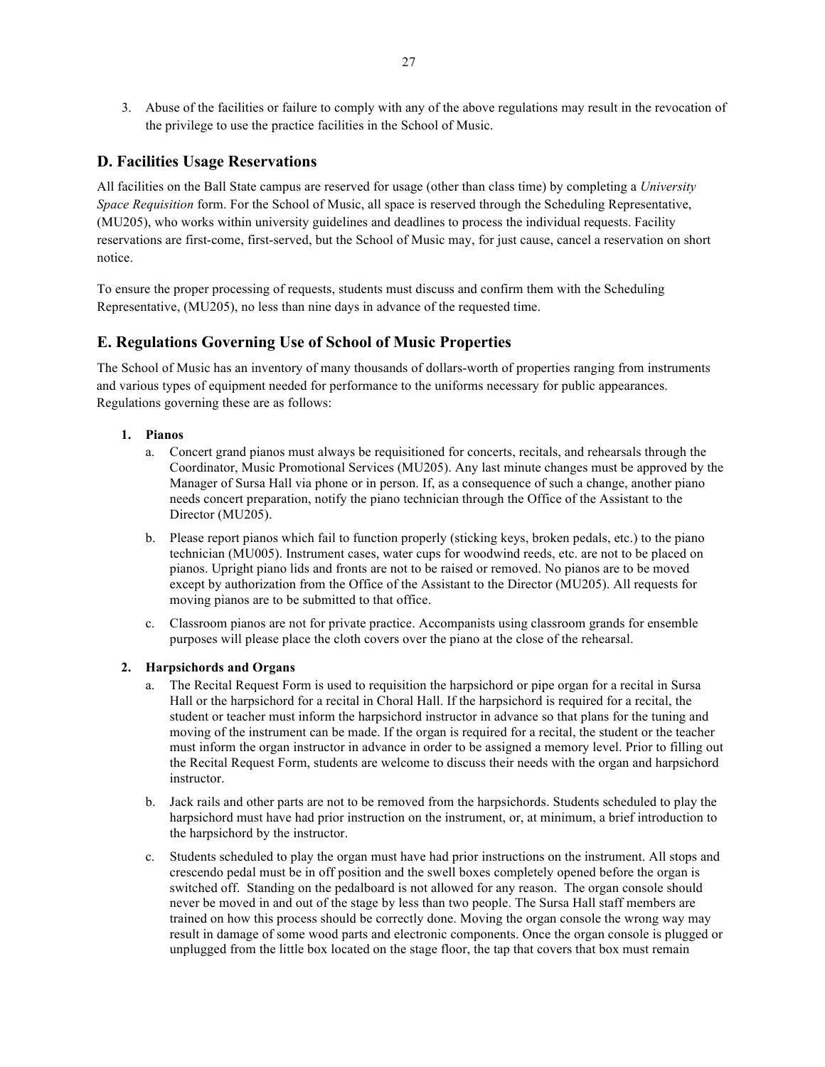3. Abuse of the facilities or failure to comply with any of the above regulations may result in the revocation of the privilege to use the practice facilities in the School of Music.

## D. Facilities Usage Reservations

All facilities on the Ball State campus are reserved for usage (other than class time) by completing a *University Space Requisition* form. For the School of Music, all space is reserved through the Scheduling Representative, (MU205), who works within university guidelines and deadlines to process the individual requests. Facility reservations are first-come, first-served, but the School of Music may, for just cause, cancel a reservation on short notice.

To ensure the proper processing of requests, students must discuss and confirm them with the Scheduling Representative, (MU205), no less than nine days in advance of the requested time.

## E. Regulations Governing Use of School of Music Properties

The School of Music has an inventory of many thousands of dollars-worth of properties ranging from instruments and various types of equipment needed for performance to the uniforms necessary for public appearances. Regulations governing these are as follows:

1. **Pianos**
   a. Concert grand pianos must always be requisitioned for concerts, recitals, and rehearsals through the Coordinator, Music Promotional Services (MU205). Any last minute changes must be approved by the Manager of Sursa Hall via phone or in person. If, as a consequence of such a change, another piano needs concert preparation, notify the piano technician through the Office of the Assistant to the Director (MU205).

   b. Please report pianos which fail to function properly (sticking keys, broken pedals, etc.) to the piano technician (MU005). Instrument cases, water cups for woodwind reeds, etc. are not to be placed on pianos. Upright piano lids and fronts are not to be raised or removed. No pianos are to be moved except by authorization from the Office of the Assistant to the Director (MU205). All requests for moving pianos are to be submitted to that office.

   c. Classroom pianos are not for private practice. Accompanists using classroom grands for ensemble purposes will please place the cloth covers over the piano at the close of the rehearsal.

2. **Harpsichords and Organs**
   a. The Recital Request Form is used to requisition the harpsichord or pipe organ for a recital in Sursa Hall or the harpsichord for a recital in Choral Hall. If the harpsichord is required for a recital, the student or teacher must inform the harpsichord instructor in advance so that plans for the tuning and moving of the instrument can be made. If the organ is required for a recital, the student or the teacher must inform the organ instructor in advance in order to be assigned a memory level. Prior to filling out the Recital Request Form, students are welcome to discuss their needs with the organ and harpsichord instructor.

   b. Jack rails and other parts are not to be removed from the harpsichords. Students scheduled to play the harpsichord must have had prior instruction on the instrument, or, at minimum, a brief introduction to the harpsichord by the instructor.

   c. Students scheduled to play the organ must have had prior instructions on the instrument. All stops and crescendo pedal must be in off position and the swell boxes completely opened before the organ is switched off. Standing on the pedalboard is not allowed for any reason. The organ console should never be moved in and out of the stage by less than two people. The Sursa Hall staff members are trained on how this process should be correctly done. Moving the organ console the wrong way may result in damage of some wood parts and electronic components. Once the organ console is plugged or unplugged from the little box located on the stage floor, the tap that covers that box must remain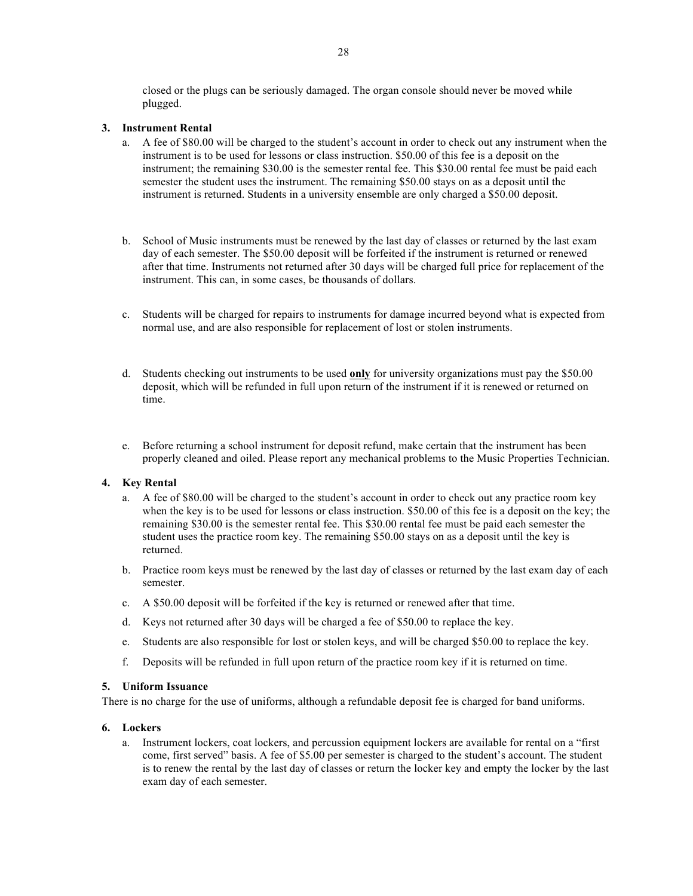closed or the plugs can be seriously damaged. The organ console should never be moved while plugged.

**3. Instrument Rental**

a. A fee of $80.00 will be charged to the student's account in order to check out any instrument when the instrument is to be used for lessons or class instruction. $50.00 of this fee is a deposit on the instrument; the remaining $30.00 is the semester rental fee. This $30.00 rental fee must be paid each semester the student uses the instrument. The remaining $50.00 stays on as a deposit until the instrument is returned. Students in a university ensemble are only charged a $50.00 deposit.

b. School of Music instruments must be renewed by the last day of classes or returned by the last exam day of each semester. The $50.00 deposit will be forfeited if the instrument is returned or renewed after that time. Instruments not returned after 30 days will be charged full price for replacement of the instrument. This can, in some cases, be thousands of dollars.

c. Students will be charged for repairs to instruments for damage incurred beyond what is expected from normal use, and are also responsible for replacement of lost or stolen instruments.

d. Students checking out instruments to be used **only** for university organizations must pay the $50.00 deposit, which will be refunded in full upon return of the instrument if it is renewed or returned on time.

e. Before returning a school instrument for deposit refund, make certain that the instrument has been properly cleaned and oiled. Please report any mechanical problems to the Music Properties Technician.

**4. Key Rental**

a. A fee of $80.00 will be charged to the student's account in order to check out any practice room key when the key is to be used for lessons or class instruction. $50.00 of this fee is a deposit on the key; the remaining $30.00 is the semester rental fee. This $30.00 rental fee must be paid each semester the student uses the practice room key. The remaining $50.00 stays on as a deposit until the key is returned.

b. Practice room keys must be renewed by the last day of classes or returned by the last exam day of each semester.

c. A $50.00 deposit will be forfeited if the key is returned or renewed after that time.

d. Keys not returned after 30 days will be charged a fee of $50.00 to replace the key.

e. Students are also responsible for lost or stolen keys, and will be charged $50.00 to replace the key.

f. Deposits will be refunded in full upon return of the practice room key if it is returned on time.

**5. Uniform Issuance**

There is no charge for the use of uniforms, although a refundable deposit fee is charged for band uniforms.

**6. Lockers**

a. Instrument lockers, coat lockers, and percussion equipment lockers are available for rental on a "first come, first served" basis. A fee of $5.00 per semester is charged to the student's account. The student is to renew the rental by the last day of classes or return the locker key and empty the locker by the last exam day of each semester.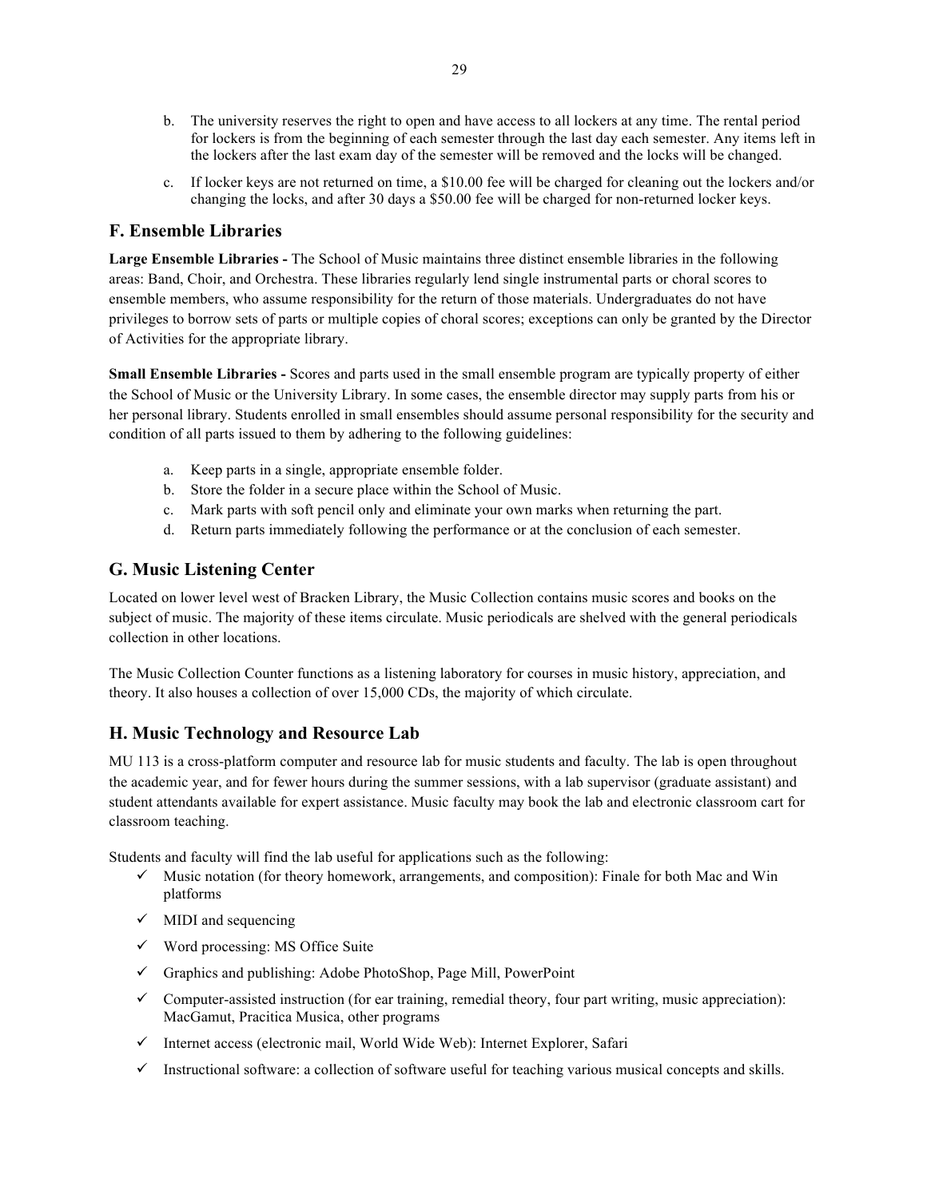b. The university reserves the right to open and have access to all lockers at any time. The rental period for lockers is from the beginning of each semester through the last day each semester. Any items left in the lockers after the last exam day of the semester will be removed and the locks will be changed.

c. If locker keys are not returned on time, a $10.00 fee will be charged for cleaning out the lockers and/or changing the locks, and after 30 days a $50.00 fee will be charged for non-returned locker keys.

## F. Ensemble Libraries

**Large Ensemble Libraries -** The School of Music maintains three distinct ensemble libraries in the following areas: Band, Choir, and Orchestra. These libraries regularly lend single instrumental parts or choral scores to ensemble members, who assume responsibility for the return of those materials. Undergraduates do not have privileges to borrow sets of parts or multiple copies of choral scores; exceptions can only be granted by the Director of Activities for the appropriate library.

**Small Ensemble Libraries -** Scores and parts used in the small ensemble program are typically property of either the School of Music or the University Library. In some cases, the ensemble director may supply parts from his or her personal library. Students enrolled in small ensembles should assume personal responsibility for the security and condition of all parts issued to them by adhering to the following guidelines:

a. Keep parts in a single, appropriate ensemble folder.
b. Store the folder in a secure place within the School of Music.
c. Mark parts with soft pencil only and eliminate your own marks when returning the part.
d. Return parts immediately following the performance or at the conclusion of each semester.

## G. Music Listening Center

Located on lower level west of Bracken Library, the Music Collection contains music scores and books on the subject of music. The majority of these items circulate. Music periodicals are shelved with the general periodicals collection in other locations.

The Music Collection Counter functions as a listening laboratory for courses in music history, appreciation, and theory. It also houses a collection of over 15,000 CDs, the majority of which circulate.

## H. Music Technology and Resource Lab

MU 113 is a cross-platform computer and resource lab for music students and faculty. The lab is open throughout the academic year, and for fewer hours during the summer sessions, with a lab supervisor (graduate assistant) and student attendants available for expert assistance. Music faculty may book the lab and electronic classroom cart for classroom teaching.

Students and faculty will find the lab useful for applications such as the following:

- ✓ Music notation (for theory homework, arrangements, and composition): Finale for both Mac and Win platforms
- ✓ MIDI and sequencing
- ✓ Word processing: MS Office Suite
- ✓ Graphics and publishing: Adobe PhotoShop, Page Mill, PowerPoint
- ✓ Computer-assisted instruction (for ear training, remedial theory, four part writing, music appreciation): MacGamut, Pracitica Musica, other programs
- ✓ Internet access (electronic mail, World Wide Web): Internet Explorer, Safari
- ✓ Instructional software: a collection of software useful for teaching various musical concepts and skills.